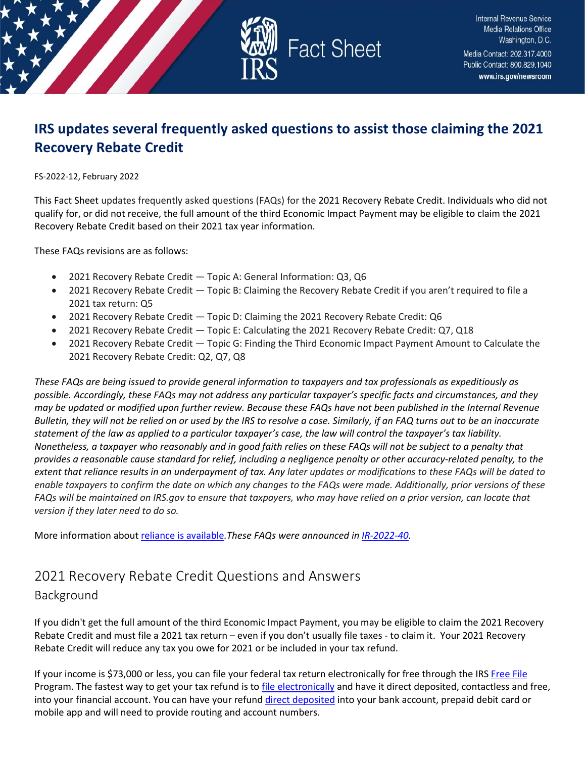# IRS updates several frequently asked questions to assist those claiming the 2021 Recovery Rebate Credit

FS-2022-12, February 2022

This Fact Sheet updates frequently asked questions (FAQs) for the 2021 Recovery Rebate Credit. Individuals who did not qualify for, or did not receive, the full amount of the third Economic Impact Payment may be eligible to claim the 2021 Recovery Rebate Credit based on their 2021 tax year information.

These FAQs revisions are as follows:

- 2021 Recovery Rebate Credit — Topic A: General Information: Q3, Q6
- 2021 Recovery Rebate Credit — Topic B: Claiming the Recovery Rebate Credit if you aren't required to file a 2021 tax return: Q5
- 2021 Recovery Rebate Credit — Topic D: Claiming the 2021 Recovery Rebate Credit: Q6
- 2021 Recovery Rebate Credit — Topic E: Calculating the 2021 Recovery Rebate Credit: Q7, Q18
- 2021 Recovery Rebate Credit — Topic G: Finding the Third Economic Impact Payment Amount to Calculate the 2021 Recovery Rebate Credit: Q2, Q7, Q8

*These FAQs are being issued to provide general information to taxpayers and tax professionals as expeditiously as possible. Accordingly, these FAQs may not address any particular taxpayer's specific facts and circumstances, and they may be updated or modified upon further review. Because these FAQs have not been published in the Internal Revenue Bulletin, they will not be relied on or used by the IRS to resolve a case. Similarly, if an FAQ turns out to be an inaccurate statement of the law as applied to a particular taxpayer's case, the law will control the taxpayer's tax liability. Nonetheless, a taxpayer who reasonably and in good faith relies on these FAQs will not be subject to a penalty that provides a reasonable cause standard for relief, including a negligence penalty or other accuracy-related penalty, to the extent that reliance results in an underpayment of tax. Any later updates or modifications to these FAQs will be dated to enable taxpayers to confirm the date on which any changes to the FAQs were made. Additionally, prior versions of these FAQs will be maintained on IRS.gov to ensure that taxpayers, who may have relied on a prior version, can locate that version if they later need to do so.*

More information about reliance is available.*These FAQs were announced in IR-2022-40.*

## 2021 Recovery Rebate Credit Questions and Answers

### Background

If you didn't get the full amount of the third Economic Impact Payment, you may be eligible to claim the 2021 Recovery Rebate Credit and must file a 2021 tax return – even if you don't usually file taxes - to claim it. Your 2021 Recovery Rebate Credit will reduce any tax you owe for 2021 or be included in your tax refund.

If your income is $73,000 or less, you can file your federal tax return electronically for free through the IRS Free File Program. The fastest way to get your tax refund is to file electronically and have it direct deposited, contactless and free, into your financial account. You can have your refund direct deposited into your bank account, prepaid debit card or mobile app and will need to provide routing and account numbers.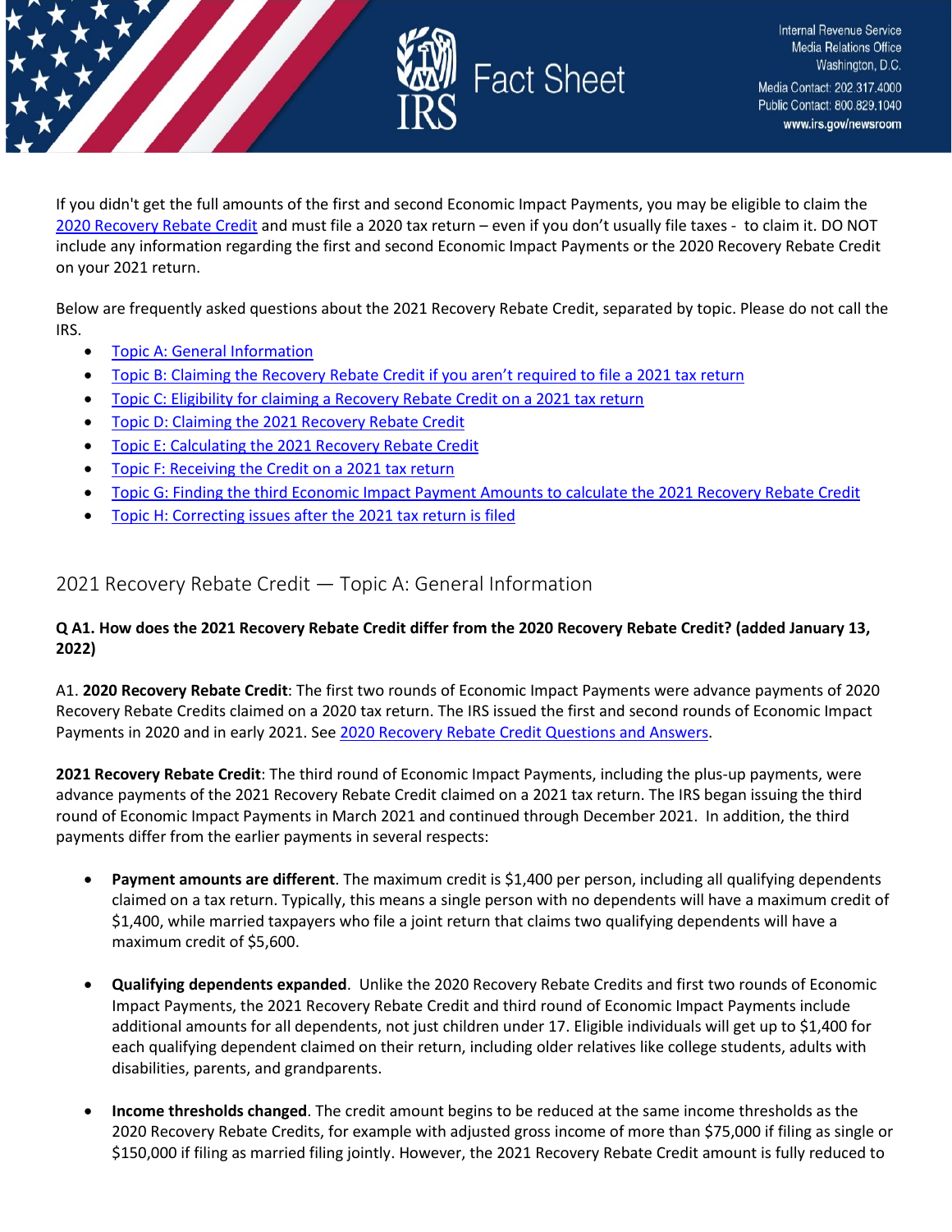If you didn't get the full amounts of the first and second Economic Impact Payments, you may be eligible to claim the 2020 Recovery Rebate Credit and must file a 2020 tax return – even if you don't usually file taxes - to claim it. DO NOT include any information regarding the first and second Economic Impact Payments or the 2020 Recovery Rebate Credit on your 2021 return.

Below are frequently asked questions about the 2021 Recovery Rebate Credit, separated by topic. Please do not call the IRS.

- Topic A: General Information
- Topic B: Claiming the Recovery Rebate Credit if you aren't required to file a 2021 tax return
- Topic C: Eligibility for claiming a Recovery Rebate Credit on a 2021 tax return
- Topic D: Claiming the 2021 Recovery Rebate Credit
- Topic E: Calculating the 2021 Recovery Rebate Credit
- Topic F: Receiving the Credit on a 2021 tax return
- Topic G: Finding the third Economic Impact Payment Amounts to calculate the 2021 Recovery Rebate Credit
- Topic H: Correcting issues after the 2021 tax return is filed

## 2021 Recovery Rebate Credit — Topic A: General Information

**Q A1. How does the 2021 Recovery Rebate Credit differ from the 2020 Recovery Rebate Credit? (added January 13, 2022)**

A1. **2020 Recovery Rebate Credit**: The first two rounds of Economic Impact Payments were advance payments of 2020 Recovery Rebate Credits claimed on a 2020 tax return. The IRS issued the first and second rounds of Economic Impact Payments in 2020 and in early 2021. See 2020 Recovery Rebate Credit Questions and Answers.

**2021 Recovery Rebate Credit**: The third round of Economic Impact Payments, including the plus-up payments, were advance payments of the 2021 Recovery Rebate Credit claimed on a 2021 tax return. The IRS began issuing the third round of Economic Impact Payments in March 2021 and continued through December 2021. In addition, the third payments differ from the earlier payments in several respects:

- **Payment amounts are different**. The maximum credit is $1,400 per person, including all qualifying dependents claimed on a tax return. Typically, this means a single person with no dependents will have a maximum credit of $1,400, while married taxpayers who file a joint return that claims two qualifying dependents will have a maximum credit of $5,600.

- **Qualifying dependents expanded**. Unlike the 2020 Recovery Rebate Credits and first two rounds of Economic Impact Payments, the 2021 Recovery Rebate Credit and third round of Economic Impact Payments include additional amounts for all dependents, not just children under 17. Eligible individuals will get up to $1,400 for each qualifying dependent claimed on their return, including older relatives like college students, adults with disabilities, parents, and grandparents.

- **Income thresholds changed**. The credit amount begins to be reduced at the same income thresholds as the 2020 Recovery Rebate Credits, for example with adjusted gross income of more than $75,000 if filing as single or $150,000 if filing as married filing jointly. However, the 2021 Recovery Rebate Credit amount is fully reduced to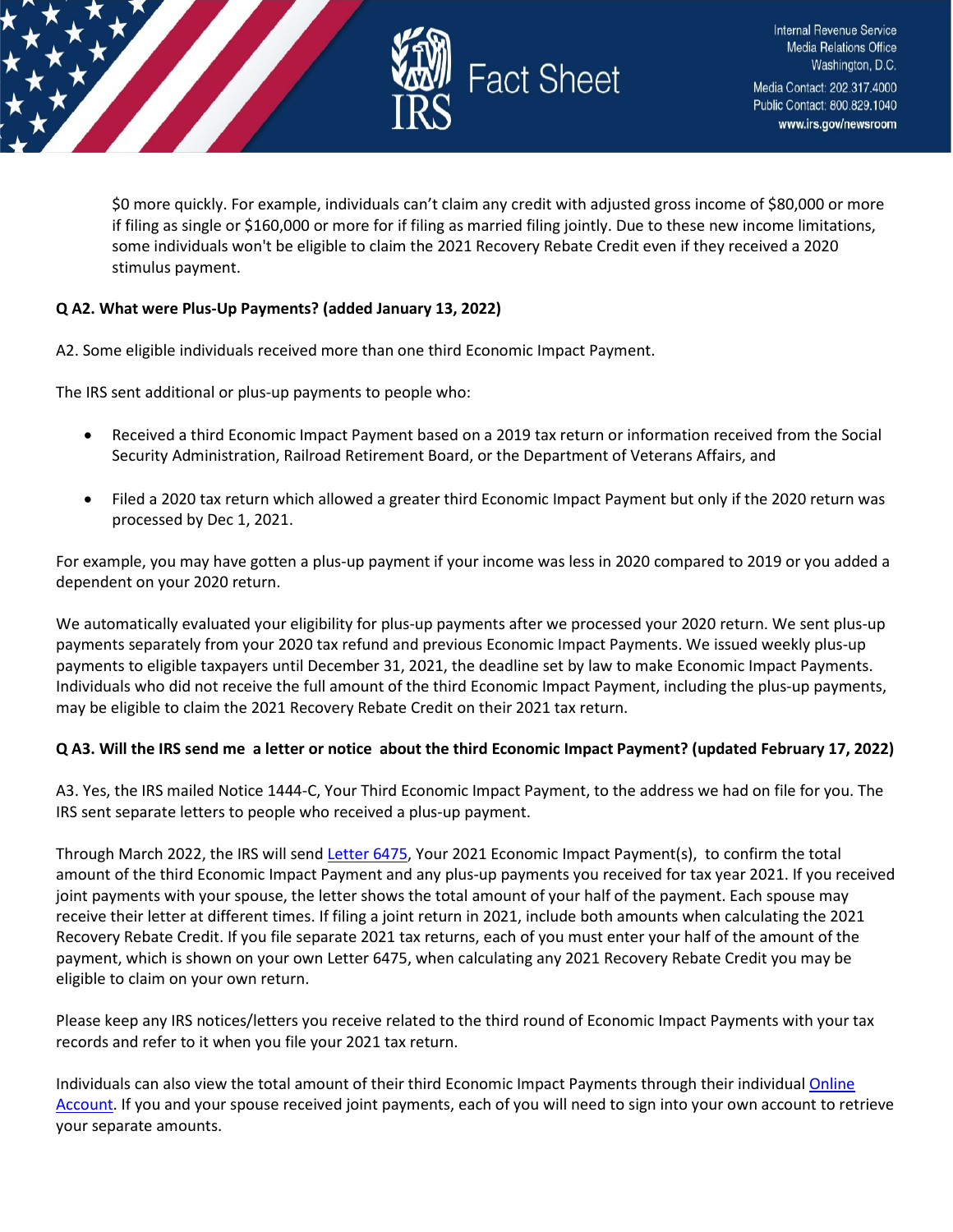$0 more quickly. For example, individuals can't claim any credit with adjusted gross income of $80,000 or more if filing as single or $160,000 or more for if filing as married filing jointly. Due to these new income limitations, some individuals won't be eligible to claim the 2021 Recovery Rebate Credit even if they received a 2020 stimulus payment.

**Q A2. What were Plus-Up Payments? (added January 13, 2022)**

A2. Some eligible individuals received more than one third Economic Impact Payment.

The IRS sent additional or plus-up payments to people who:

- Received a third Economic Impact Payment based on a 2019 tax return or information received from the Social Security Administration, Railroad Retirement Board, or the Department of Veterans Affairs, and
- Filed a 2020 tax return which allowed a greater third Economic Impact Payment but only if the 2020 return was processed by Dec 1, 2021.

For example, you may have gotten a plus-up payment if your income was less in 2020 compared to 2019 or you added a dependent on your 2020 return.

We automatically evaluated your eligibility for plus-up payments after we processed your 2020 return. We sent plus-up payments separately from your 2020 tax refund and previous Economic Impact Payments. We issued weekly plus-up payments to eligible taxpayers until December 31, 2021, the deadline set by law to make Economic Impact Payments. Individuals who did not receive the full amount of the third Economic Impact Payment, including the plus-up payments, may be eligible to claim the 2021 Recovery Rebate Credit on their 2021 tax return.

**Q A3. Will the IRS send me a letter or notice about the third Economic Impact Payment? (updated February 17, 2022)**

A3. Yes, the IRS mailed Notice 1444-C, Your Third Economic Impact Payment, to the address we had on file for you. The IRS sent separate letters to people who received a plus-up payment.

Through March 2022, the IRS will send Letter 6475, Your 2021 Economic Impact Payment(s), to confirm the total amount of the third Economic Impact Payment and any plus-up payments you received for tax year 2021. If you received joint payments with your spouse, the letter shows the total amount of your half of the payment. Each spouse may receive their letter at different times. If filing a joint return in 2021, include both amounts when calculating the 2021 Recovery Rebate Credit. If you file separate 2021 tax returns, each of you must enter your half of the amount of the payment, which is shown on your own Letter 6475, when calculating any 2021 Recovery Rebate Credit you may be eligible to claim on your own return.

Please keep any IRS notices/letters you receive related to the third round of Economic Impact Payments with your tax records and refer to it when you file your 2021 tax return.

Individuals can also view the total amount of their third Economic Impact Payments through their individual Online Account. If you and your spouse received joint payments, each of you will need to sign into your own account to retrieve your separate amounts.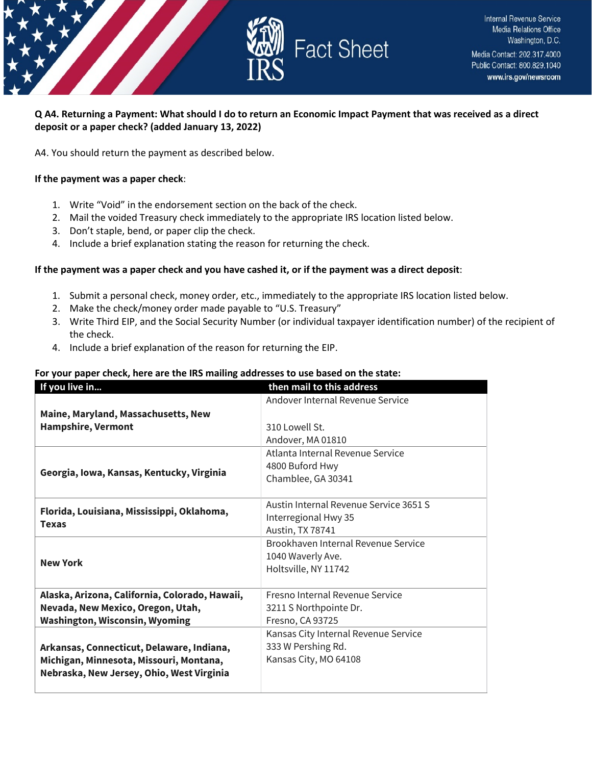**Q A4. Returning a Payment: What should I do to return an Economic Impact Payment that was received as a direct deposit or a paper check? (added January 13, 2022)**

A4. You should return the payment as described below.

**If the payment was a paper check**:

1. Write "Void" in the endorsement section on the back of the check.
2. Mail the voided Treasury check immediately to the appropriate IRS location listed below.
3. Don't staple, bend, or paper clip the check.
4. Include a brief explanation stating the reason for returning the check.

**If the payment was a paper check and you have cashed it, or if the payment was a direct deposit**:

1. Submit a personal check, money order, etc., immediately to the appropriate IRS location listed below.
2. Make the check/money order made payable to "U.S. Treasury"
3. Write Third EIP, and the Social Security Number (or individual taxpayer identification number) of the recipient of the check.
4. Include a brief explanation of the reason for returning the EIP.

**For your paper check, here are the IRS mailing addresses to use based on the state:**

| If you live in… | then mail to this address |
|---|---|
| **Maine, Maryland, Massachusetts, New Hampshire, Vermont** | Andover Internal Revenue Service<br><br>310 Lowell St.<br>Andover, MA 01810 |
| **Georgia, Iowa, Kansas, Kentucky, Virginia** | Atlanta Internal Revenue Service<br>4800 Buford Hwy<br>Chamblee, GA 30341 |
| **Florida, Louisiana, Mississippi, Oklahoma, Texas** | Austin Internal Revenue Service 3651 S Interregional Hwy 35<br>Austin, TX 78741 |
| **New York** | Brookhaven Internal Revenue Service<br>1040 Waverly Ave.<br>Holtsville, NY 11742 |
| **Alaska, Arizona, California, Colorado, Hawaii, Nevada, New Mexico, Oregon, Utah, Washington, Wisconsin, Wyoming** | Fresno Internal Revenue Service<br>3211 S Northpointe Dr.<br>Fresno, CA 93725 |
| **Arkansas, Connecticut, Delaware, Indiana, Michigan, Minnesota, Missouri, Montana, Nebraska, New Jersey, Ohio, West Virginia** | Kansas City Internal Revenue Service<br>333 W Pershing Rd.<br>Kansas City, MO 64108 |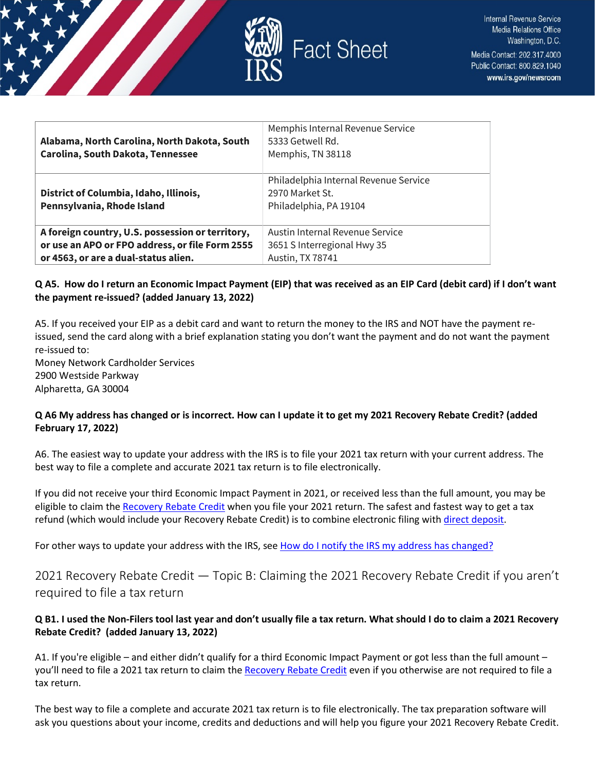| | |
|---|---|
| **Alabama, North Carolina, North Dakota, South Carolina, South Dakota, Tennessee** | Memphis Internal Revenue Service<br>5333 Getwell Rd.<br>Memphis, TN 38118 |
| **District of Columbia, Idaho, Illinois, Pennsylvania, Rhode Island** | Philadelphia Internal Revenue Service<br>2970 Market St.<br>Philadelphia, PA 19104 |
| **A foreign country, U.S. possession or territory, or use an APO or FPO address, or file Form 2555 or 4563, or are a dual-status alien.** | Austin Internal Revenue Service<br>3651 S Interregional Hwy 35<br>Austin, TX 78741 |

**Q A5. How do I return an Economic Impact Payment (EIP) that was received as an EIP Card (debit card) if I don't want the payment re-issued? (added January 13, 2022)**

A5. If you received your EIP as a debit card and want to return the money to the IRS and NOT have the payment re-issued, send the card along with a brief explanation stating you don't want the payment and do not want the payment re-issued to:
Money Network Cardholder Services
2900 Westside Parkway
Alpharetta, GA 30004

**Q A6 My address has changed or is incorrect. How can I update it to get my 2021 Recovery Rebate Credit? (added February 17, 2022)**

A6. The easiest way to update your address with the IRS is to file your 2021 tax return with your current address. The best way to file a complete and accurate 2021 tax return is to file electronically.

If you did not receive your third Economic Impact Payment in 2021, or received less than the full amount, you may be eligible to claim the Recovery Rebate Credit when you file your 2021 return. The safest and fastest way to get a tax refund (which would include your Recovery Rebate Credit) is to combine electronic filing with direct deposit.

For other ways to update your address with the IRS, see How do I notify the IRS my address has changed?

## 2021 Recovery Rebate Credit — Topic B: Claiming the 2021 Recovery Rebate Credit if you aren't required to file a tax return

**Q B1. I used the Non-Filers tool last year and don't usually file a tax return. What should I do to claim a 2021 Recovery Rebate Credit? (added January 13, 2022)**

A1. If you're eligible – and either didn't qualify for a third Economic Impact Payment or got less than the full amount – you'll need to file a 2021 tax return to claim the Recovery Rebate Credit even if you otherwise are not required to file a tax return.

The best way to file a complete and accurate 2021 tax return is to file electronically. The tax preparation software will ask you questions about your income, credits and deductions and will help you figure your 2021 Recovery Rebate Credit.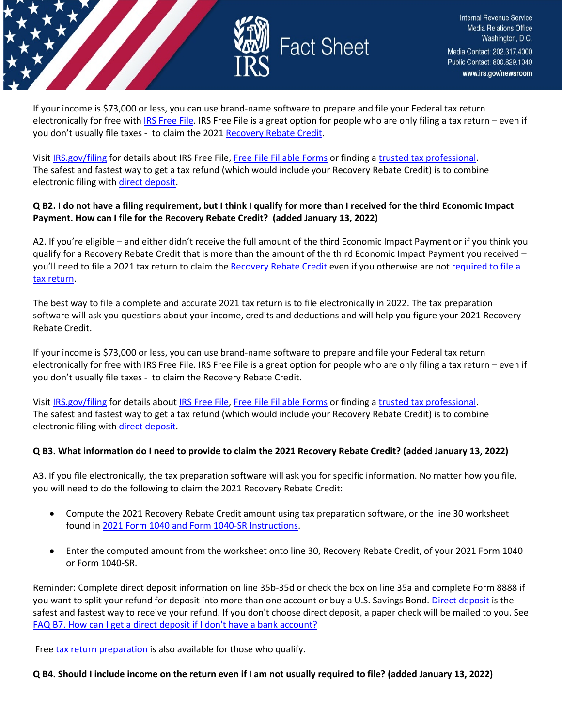If your income is $73,000 or less, you can use brand-name software to prepare and file your Federal tax return electronically for free with IRS Free File. IRS Free File is a great option for people who are only filing a tax return – even if you don't usually file taxes - to claim the 2021 Recovery Rebate Credit.

Visit IRS.gov/filing for details about IRS Free File, Free File Fillable Forms or finding a trusted tax professional. The safest and fastest way to get a tax refund (which would include your Recovery Rebate Credit) is to combine electronic filing with direct deposit.

**Q B2. I do not have a filing requirement, but I think I qualify for more than I received for the third Economic Impact Payment. How can I file for the Recovery Rebate Credit? (added January 13, 2022)**

A2. If you're eligible – and either didn't receive the full amount of the third Economic Impact Payment or if you think you qualify for a Recovery Rebate Credit that is more than the amount of the third Economic Impact Payment you received – you'll need to file a 2021 tax return to claim the Recovery Rebate Credit even if you otherwise are not required to file a tax return.

The best way to file a complete and accurate 2021 tax return is to file electronically in 2022. The tax preparation software will ask you questions about your income, credits and deductions and will help you figure your 2021 Recovery Rebate Credit.

If your income is $73,000 or less, you can use brand-name software to prepare and file your Federal tax return electronically for free with IRS Free File. IRS Free File is a great option for people who are only filing a tax return – even if you don't usually file taxes - to claim the Recovery Rebate Credit.

Visit IRS.gov/filing for details about IRS Free File, Free File Fillable Forms or finding a trusted tax professional. The safest and fastest way to get a tax refund (which would include your Recovery Rebate Credit) is to combine electronic filing with direct deposit.

**Q B3. What information do I need to provide to claim the 2021 Recovery Rebate Credit? (added January 13, 2022)**

A3. If you file electronically, the tax preparation software will ask you for specific information. No matter how you file, you will need to do the following to claim the 2021 Recovery Rebate Credit:

- Compute the 2021 Recovery Rebate Credit amount using tax preparation software, or the line 30 worksheet found in 2021 Form 1040 and Form 1040-SR Instructions.
- Enter the computed amount from the worksheet onto line 30, Recovery Rebate Credit, of your 2021 Form 1040 or Form 1040-SR.

Reminder: Complete direct deposit information on line 35b-35d or check the box on line 35a and complete Form 8888 if you want to split your refund for deposit into more than one account or buy a U.S. Savings Bond. Direct deposit is the safest and fastest way to receive your refund. If you don't choose direct deposit, a paper check will be mailed to you. See FAQ B7. How can I get a direct deposit if I don't have a bank account?

Free tax return preparation is also available for those who qualify.

**Q B4. Should I include income on the return even if I am not usually required to file? (added January 13, 2022)**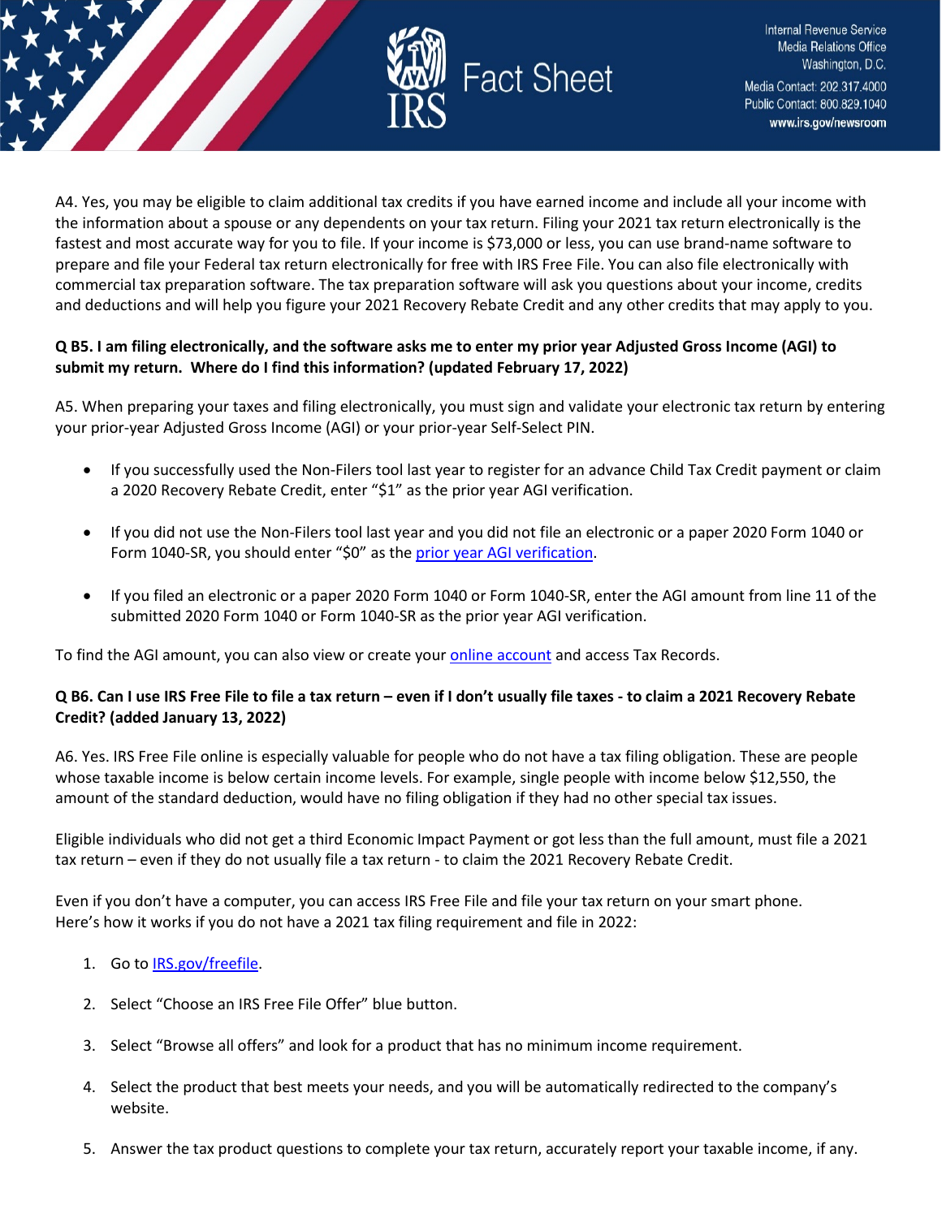A4. Yes, you may be eligible to claim additional tax credits if you have earned income and include all your income with the information about a spouse or any dependents on your tax return. Filing your 2021 tax return electronically is the fastest and most accurate way for you to file. If your income is $73,000 or less, you can use brand-name software to prepare and file your Federal tax return electronically for free with IRS Free File. You can also file electronically with commercial tax preparation software. The tax preparation software will ask you questions about your income, credits and deductions and will help you figure your 2021 Recovery Rebate Credit and any other credits that may apply to you.

**Q B5. I am filing electronically, and the software asks me to enter my prior year Adjusted Gross Income (AGI) to submit my return. Where do I find this information? (updated February 17, 2022)**

A5. When preparing your taxes and filing electronically, you must sign and validate your electronic tax return by entering your prior-year Adjusted Gross Income (AGI) or your prior-year Self-Select PIN.

- If you successfully used the Non-Filers tool last year to register for an advance Child Tax Credit payment or claim a 2020 Recovery Rebate Credit, enter "$1" as the prior year AGI verification.
- If you did not use the Non-Filers tool last year and you did not file an electronic or a paper 2020 Form 1040 or Form 1040-SR, you should enter "$0" as the prior year AGI verification.
- If you filed an electronic or a paper 2020 Form 1040 or Form 1040-SR, enter the AGI amount from line 11 of the submitted 2020 Form 1040 or Form 1040-SR as the prior year AGI verification.

To find the AGI amount, you can also view or create your online account and access Tax Records.

**Q B6. Can I use IRS Free File to file a tax return – even if I don't usually file taxes - to claim a 2021 Recovery Rebate Credit? (added January 13, 2022)**

A6. Yes. IRS Free File online is especially valuable for people who do not have a tax filing obligation. These are people whose taxable income is below certain income levels. For example, single people with income below $12,550, the amount of the standard deduction, would have no filing obligation if they had no other special tax issues.

Eligible individuals who did not get a third Economic Impact Payment or got less than the full amount, must file a 2021 tax return – even if they do not usually file a tax return - to claim the 2021 Recovery Rebate Credit.

Even if you don't have a computer, you can access IRS Free File and file your tax return on your smart phone. Here's how it works if you do not have a 2021 tax filing requirement and file in 2022:

1. Go to IRS.gov/freefile.
2. Select "Choose an IRS Free File Offer" blue button.
3. Select "Browse all offers" and look for a product that has no minimum income requirement.
4. Select the product that best meets your needs, and you will be automatically redirected to the company's website.
5. Answer the tax product questions to complete your tax return, accurately report your taxable income, if any.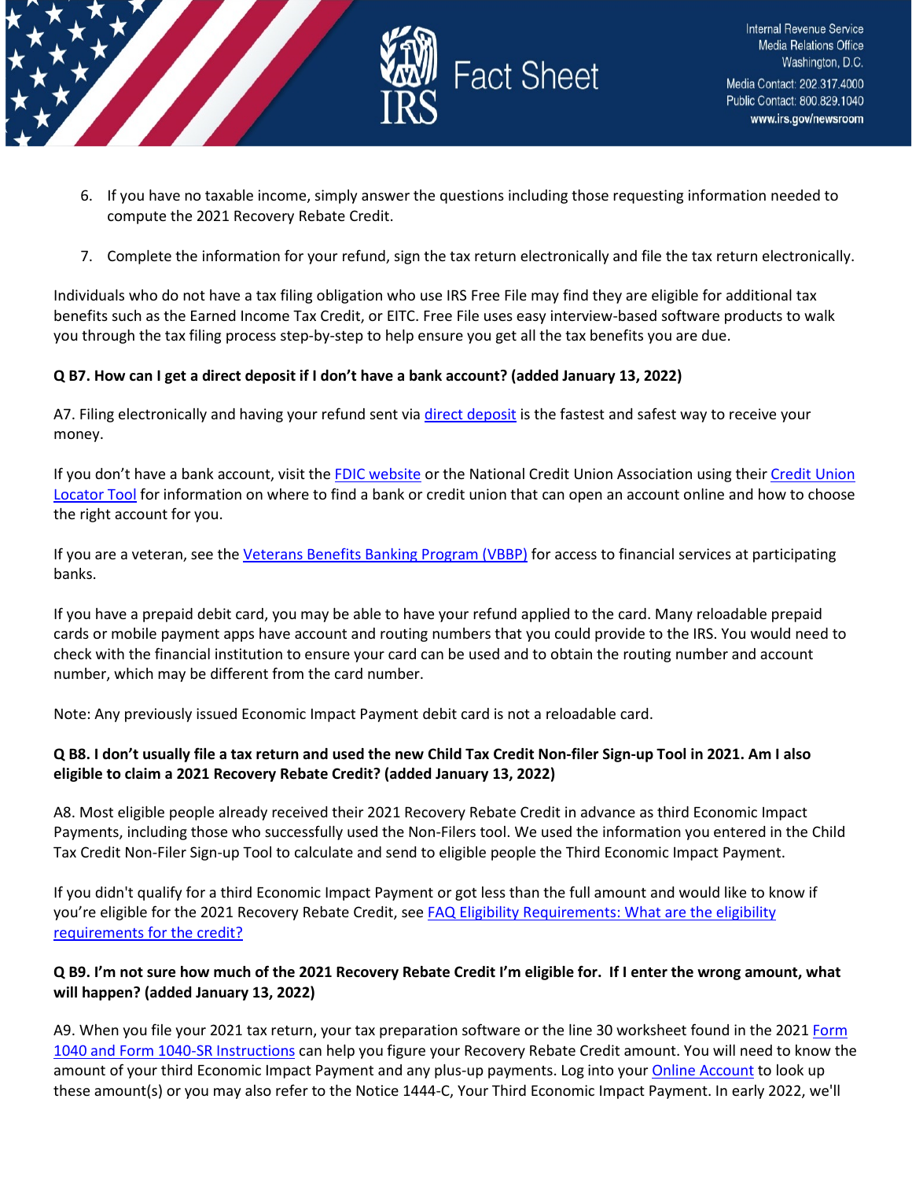6. If you have no taxable income, simply answer the questions including those requesting information needed to compute the 2021 Recovery Rebate Credit.

7. Complete the information for your refund, sign the tax return electronically and file the tax return electronically.

Individuals who do not have a tax filing obligation who use IRS Free File may find they are eligible for additional tax benefits such as the Earned Income Tax Credit, or EITC. Free File uses easy interview-based software products to walk you through the tax filing process step-by-step to help ensure you get all the tax benefits you are due.

**Q B7. How can I get a direct deposit if I don't have a bank account? (added January 13, 2022)**

A7. Filing electronically and having your refund sent via direct deposit is the fastest and safest way to receive your money.

If you don't have a bank account, visit the FDIC website or the National Credit Union Association using their Credit Union Locator Tool for information on where to find a bank or credit union that can open an account online and how to choose the right account for you.

If you are a veteran, see the Veterans Benefits Banking Program (VBBP) for access to financial services at participating banks.

If you have a prepaid debit card, you may be able to have your refund applied to the card. Many reloadable prepaid cards or mobile payment apps have account and routing numbers that you could provide to the IRS. You would need to check with the financial institution to ensure your card can be used and to obtain the routing number and account number, which may be different from the card number.

Note: Any previously issued Economic Impact Payment debit card is not a reloadable card.

**Q B8. I don't usually file a tax return and used the new Child Tax Credit Non-filer Sign-up Tool in 2021. Am I also eligible to claim a 2021 Recovery Rebate Credit? (added January 13, 2022)**

A8. Most eligible people already received their 2021 Recovery Rebate Credit in advance as third Economic Impact Payments, including those who successfully used the Non-Filers tool. We used the information you entered in the Child Tax Credit Non-Filer Sign-up Tool to calculate and send to eligible people the Third Economic Impact Payment.

If you didn't qualify for a third Economic Impact Payment or got less than the full amount and would like to know if you're eligible for the 2021 Recovery Rebate Credit, see FAQ Eligibility Requirements: What are the eligibility requirements for the credit?

**Q B9. I'm not sure how much of the 2021 Recovery Rebate Credit I'm eligible for. If I enter the wrong amount, what will happen? (added January 13, 2022)**

A9. When you file your 2021 tax return, your tax preparation software or the line 30 worksheet found in the 2021 Form 1040 and Form 1040-SR Instructions can help you figure your Recovery Rebate Credit amount. You will need to know the amount of your third Economic Impact Payment and any plus-up payments. Log into your Online Account to look up these amount(s) or you may also refer to the Notice 1444-C, Your Third Economic Impact Payment. In early 2022, we'll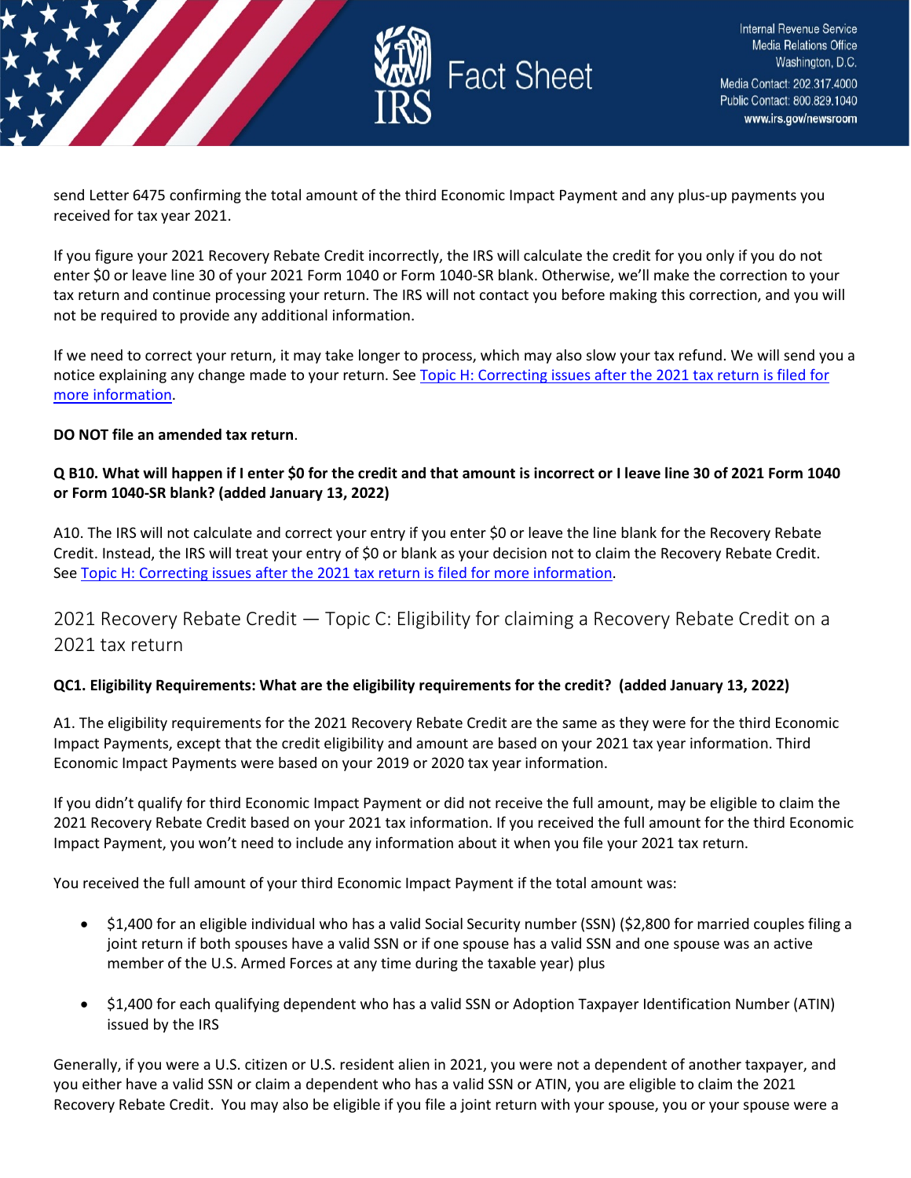send Letter 6475 confirming the total amount of the third Economic Impact Payment and any plus-up payments you received for tax year 2021.

If you figure your 2021 Recovery Rebate Credit incorrectly, the IRS will calculate the credit for you only if you do not enter $0 or leave line 30 of your 2021 Form 1040 or Form 1040-SR blank. Otherwise, we'll make the correction to your tax return and continue processing your return. The IRS will not contact you before making this correction, and you will not be required to provide any additional information.

If we need to correct your return, it may take longer to process, which may also slow your tax refund. We will send you a notice explaining any change made to your return. See [Topic H: Correcting issues after the 2021 tax return is filed for more information](#).

**DO NOT file an amended tax return**.

**Q B10. What will happen if I enter $0 for the credit and that amount is incorrect or I leave line 30 of 2021 Form 1040 or Form 1040-SR blank? (added January 13, 2022)**

A10. The IRS will not calculate and correct your entry if you enter $0 or leave the line blank for the Recovery Rebate Credit. Instead, the IRS will treat your entry of $0 or blank as your decision not to claim the Recovery Rebate Credit. See [Topic H: Correcting issues after the 2021 tax return is filed for more information](#).

## 2021 Recovery Rebate Credit — Topic C: Eligibility for claiming a Recovery Rebate Credit on a 2021 tax return

**QC1. Eligibility Requirements: What are the eligibility requirements for the credit? (added January 13, 2022)**

A1. The eligibility requirements for the 2021 Recovery Rebate Credit are the same as they were for the third Economic Impact Payments, except that the credit eligibility and amount are based on your 2021 tax year information. Third Economic Impact Payments were based on your 2019 or 2020 tax year information.

If you didn't qualify for third Economic Impact Payment or did not receive the full amount, may be eligible to claim the 2021 Recovery Rebate Credit based on your 2021 tax information. If you received the full amount for the third Economic Impact Payment, you won't need to include any information about it when you file your 2021 tax return.

You received the full amount of your third Economic Impact Payment if the total amount was:

- $1,400 for an eligible individual who has a valid Social Security number (SSN) ($2,800 for married couples filing a joint return if both spouses have a valid SSN or if one spouse has a valid SSN and one spouse was an active member of the U.S. Armed Forces at any time during the taxable year) plus
- $1,400 for each qualifying dependent who has a valid SSN or Adoption Taxpayer Identification Number (ATIN) issued by the IRS

Generally, if you were a U.S. citizen or U.S. resident alien in 2021, you were not a dependent of another taxpayer, and you either have a valid SSN or claim a dependent who has a valid SSN or ATIN, you are eligible to claim the 2021 Recovery Rebate Credit. You may also be eligible if you file a joint return with your spouse, you or your spouse were a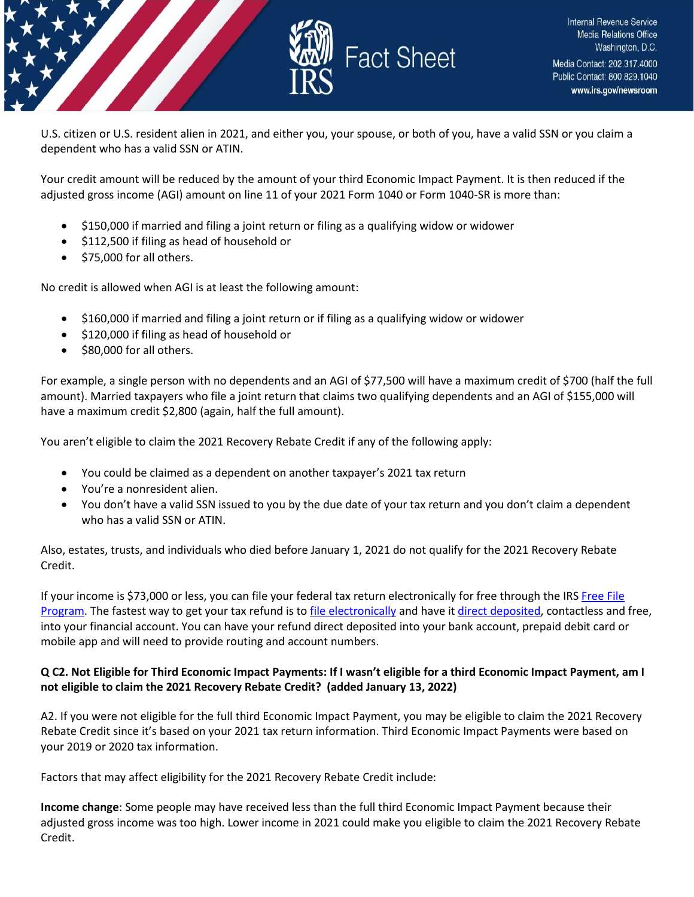U.S. citizen or U.S. resident alien in 2021, and either you, your spouse, or both of you, have a valid SSN or you claim a dependent who has a valid SSN or ATIN.

Your credit amount will be reduced by the amount of your third Economic Impact Payment. It is then reduced if the adjusted gross income (AGI) amount on line 11 of your 2021 Form 1040 or Form 1040-SR is more than:

- $150,000 if married and filing a joint return or filing as a qualifying widow or widower
- $112,500 if filing as head of household or
- $75,000 for all others.

No credit is allowed when AGI is at least the following amount:

- $160,000 if married and filing a joint return or if filing as a qualifying widow or widower
- $120,000 if filing as head of household or
- $80,000 for all others.

For example, a single person with no dependents and an AGI of $77,500 will have a maximum credit of $700 (half the full amount). Married taxpayers who file a joint return that claims two qualifying dependents and an AGI of $155,000 will have a maximum credit $2,800 (again, half the full amount).

You aren't eligible to claim the 2021 Recovery Rebate Credit if any of the following apply:

- You could be claimed as a dependent on another taxpayer's 2021 tax return
- You're a nonresident alien.
- You don't have a valid SSN issued to you by the due date of your tax return and you don't claim a dependent who has a valid SSN or ATIN.

Also, estates, trusts, and individuals who died before January 1, 2021 do not qualify for the 2021 Recovery Rebate Credit.

If your income is $73,000 or less, you can file your federal tax return electronically for free through the IRS Free File Program. The fastest way to get your tax refund is to file electronically and have it direct deposited, contactless and free, into your financial account. You can have your refund direct deposited into your bank account, prepaid debit card or mobile app and will need to provide routing and account numbers.

**Q C2. Not Eligible for Third Economic Impact Payments: If I wasn't eligible for a third Economic Impact Payment, am I not eligible to claim the 2021 Recovery Rebate Credit? (added January 13, 2022)**

A2. If you were not eligible for the full third Economic Impact Payment, you may be eligible to claim the 2021 Recovery Rebate Credit since it's based on your 2021 tax return information. Third Economic Impact Payments were based on your 2019 or 2020 tax information.

Factors that may affect eligibility for the 2021 Recovery Rebate Credit include:

**Income change**: Some people may have received less than the full third Economic Impact Payment because their adjusted gross income was too high. Lower income in 2021 could make you eligible to claim the 2021 Recovery Rebate Credit.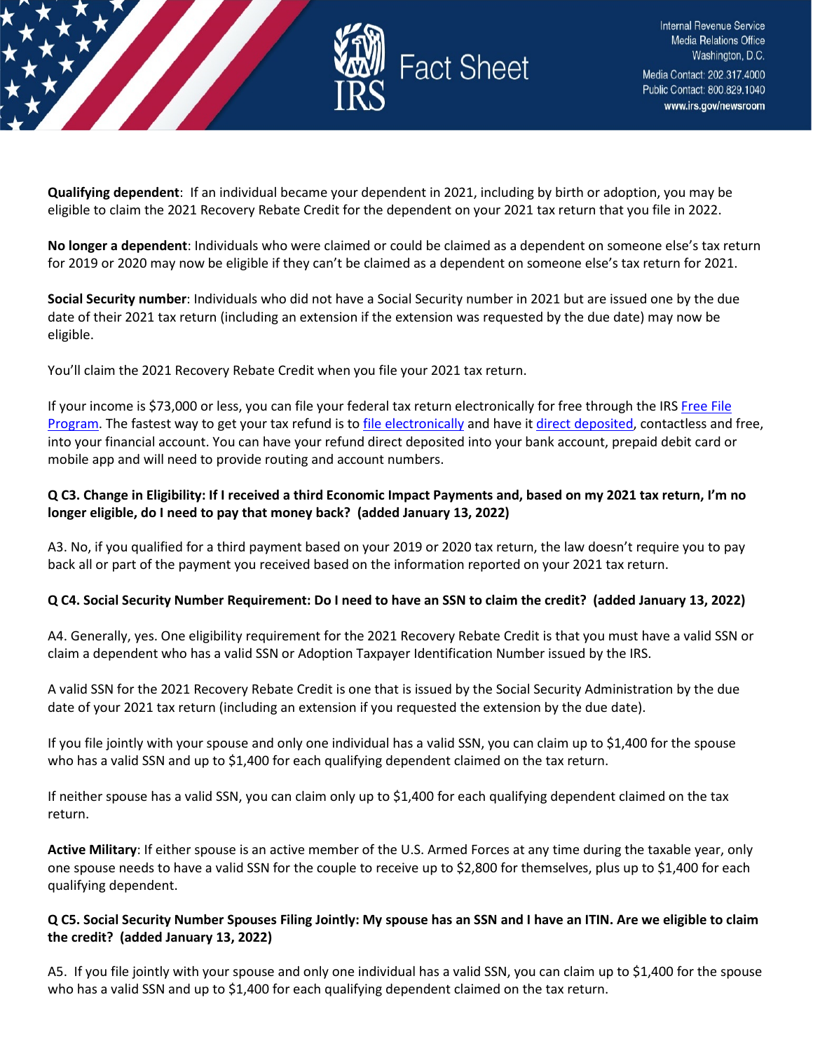**Qualifying dependent**: If an individual became your dependent in 2021, including by birth or adoption, you may be eligible to claim the 2021 Recovery Rebate Credit for the dependent on your 2021 tax return that you file in 2022.

**No longer a dependent**: Individuals who were claimed or could be claimed as a dependent on someone else's tax return for 2019 or 2020 may now be eligible if they can't be claimed as a dependent on someone else's tax return for 2021.

**Social Security number**: Individuals who did not have a Social Security number in 2021 but are issued one by the due date of their 2021 tax return (including an extension if the extension was requested by the due date) may now be eligible.

You'll claim the 2021 Recovery Rebate Credit when you file your 2021 tax return.

If your income is $73,000 or less, you can file your federal tax return electronically for free through the IRS Free File Program. The fastest way to get your tax refund is to file electronically and have it direct deposited, contactless and free, into your financial account. You can have your refund direct deposited into your bank account, prepaid debit card or mobile app and will need to provide routing and account numbers.

**Q C3. Change in Eligibility: If I received a third Economic Impact Payments and, based on my 2021 tax return, I'm no longer eligible, do I need to pay that money back? (added January 13, 2022)**

A3. No, if you qualified for a third payment based on your 2019 or 2020 tax return, the law doesn't require you to pay back all or part of the payment you received based on the information reported on your 2021 tax return.

**Q C4. Social Security Number Requirement: Do I need to have an SSN to claim the credit? (added January 13, 2022)**

A4. Generally, yes. One eligibility requirement for the 2021 Recovery Rebate Credit is that you must have a valid SSN or claim a dependent who has a valid SSN or Adoption Taxpayer Identification Number issued by the IRS.

A valid SSN for the 2021 Recovery Rebate Credit is one that is issued by the Social Security Administration by the due date of your 2021 tax return (including an extension if you requested the extension by the due date).

If you file jointly with your spouse and only one individual has a valid SSN, you can claim up to $1,400 for the spouse who has a valid SSN and up to $1,400 for each qualifying dependent claimed on the tax return.

If neither spouse has a valid SSN, you can claim only up to $1,400 for each qualifying dependent claimed on the tax return.

**Active Military**: If either spouse is an active member of the U.S. Armed Forces at any time during the taxable year, only one spouse needs to have a valid SSN for the couple to receive up to $2,800 for themselves, plus up to $1,400 for each qualifying dependent.

**Q C5. Social Security Number Spouses Filing Jointly: My spouse has an SSN and I have an ITIN. Are we eligible to claim the credit? (added January 13, 2022)**

A5. If you file jointly with your spouse and only one individual has a valid SSN, you can claim up to $1,400 for the spouse who has a valid SSN and up to $1,400 for each qualifying dependent claimed on the tax return.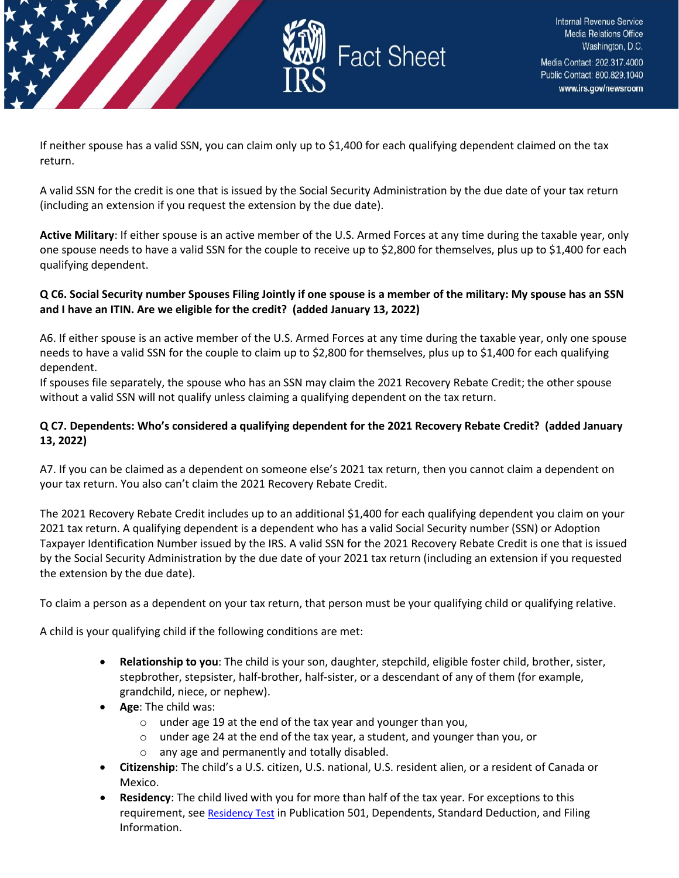If neither spouse has a valid SSN, you can claim only up to $1,400 for each qualifying dependent claimed on the tax return.

A valid SSN for the credit is one that is issued by the Social Security Administration by the due date of your tax return (including an extension if you request the extension by the due date).

**Active Military**: If either spouse is an active member of the U.S. Armed Forces at any time during the taxable year, only one spouse needs to have a valid SSN for the couple to receive up to $2,800 for themselves, plus up to $1,400 for each qualifying dependent.

**Q C6. Social Security number Spouses Filing Jointly if one spouse is a member of the military: My spouse has an SSN and I have an ITIN. Are we eligible for the credit? (added January 13, 2022)**

A6. If either spouse is an active member of the U.S. Armed Forces at any time during the taxable year, only one spouse needs to have a valid SSN for the couple to claim up to $2,800 for themselves, plus up to $1,400 for each qualifying dependent.
If spouses file separately, the spouse who has an SSN may claim the 2021 Recovery Rebate Credit; the other spouse without a valid SSN will not qualify unless claiming a qualifying dependent on the tax return.

**Q C7. Dependents: Who's considered a qualifying dependent for the 2021 Recovery Rebate Credit? (added January 13, 2022)**

A7. If you can be claimed as a dependent on someone else's 2021 tax return, then you cannot claim a dependent on your tax return. You also can't claim the 2021 Recovery Rebate Credit.

The 2021 Recovery Rebate Credit includes up to an additional $1,400 for each qualifying dependent you claim on your 2021 tax return. A qualifying dependent is a dependent who has a valid Social Security number (SSN) or Adoption Taxpayer Identification Number issued by the IRS. A valid SSN for the 2021 Recovery Rebate Credit is one that is issued by the Social Security Administration by the due date of your 2021 tax return (including an extension if you requested the extension by the due date).

To claim a person as a dependent on your tax return, that person must be your qualifying child or qualifying relative.

A child is your qualifying child if the following conditions are met:

- **Relationship to you**: The child is your son, daughter, stepchild, eligible foster child, brother, sister, stepbrother, stepsister, half-brother, half-sister, or a descendant of any of them (for example, grandchild, niece, or nephew).
- **Age**: The child was:
  - under age 19 at the end of the tax year and younger than you,
  - under age 24 at the end of the tax year, a student, and younger than you, or
  - any age and permanently and totally disabled.
- **Citizenship**: The child's a U.S. citizen, U.S. national, U.S. resident alien, or a resident of Canada or Mexico.
- **Residency**: The child lived with you for more than half of the tax year. For exceptions to this requirement, see Residency Test in Publication 501, Dependents, Standard Deduction, and Filing Information.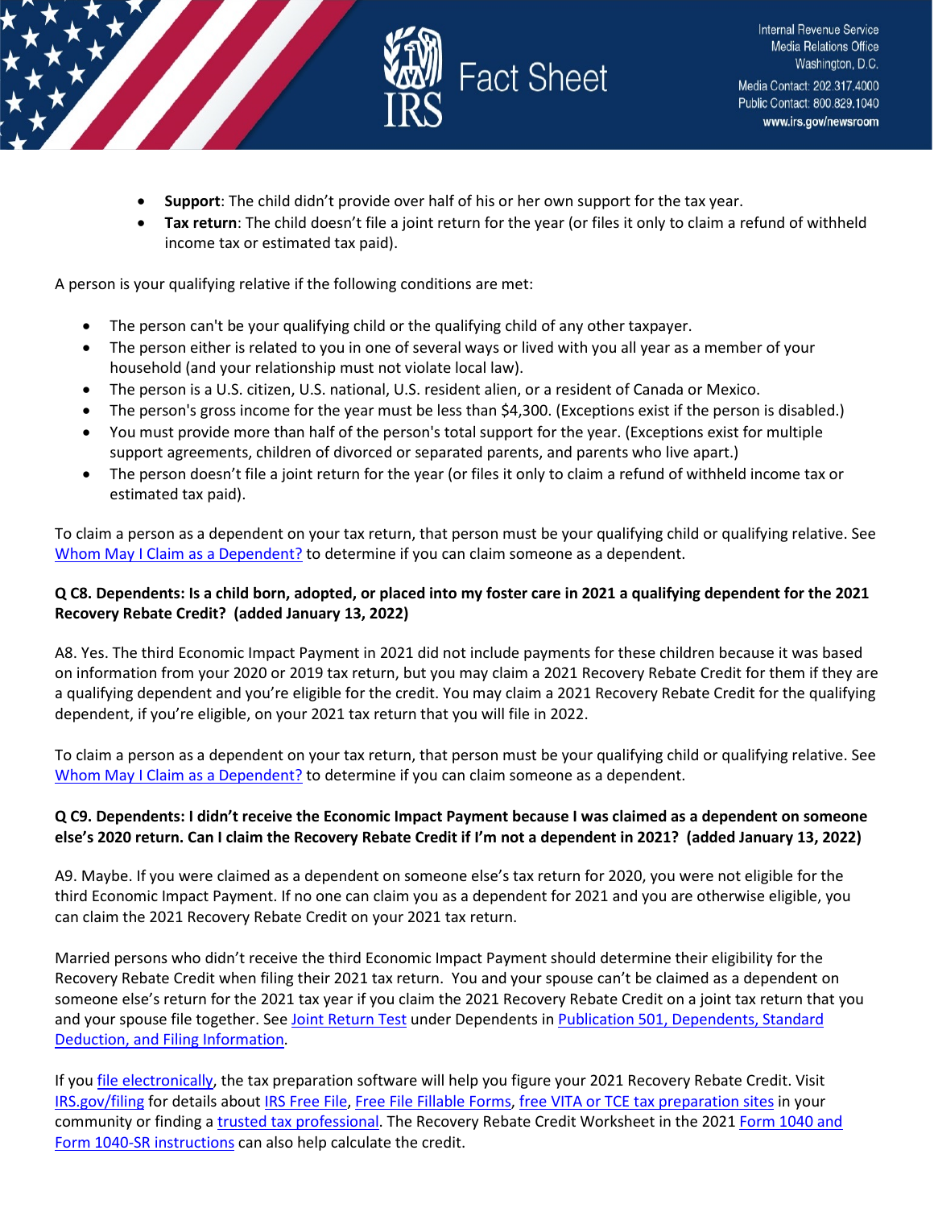- **Support**: The child didn't provide over half of his or her own support for the tax year.
- **Tax return**: The child doesn't file a joint return for the year (or files it only to claim a refund of withheld income tax or estimated tax paid).

A person is your qualifying relative if the following conditions are met:

- The person can't be your qualifying child or the qualifying child of any other taxpayer.
- The person either is related to you in one of several ways or lived with you all year as a member of your household (and your relationship must not violate local law).
- The person is a U.S. citizen, U.S. national, U.S. resident alien, or a resident of Canada or Mexico.
- The person's gross income for the year must be less than $4,300. (Exceptions exist if the person is disabled.)
- You must provide more than half of the person's total support for the year. (Exceptions exist for multiple support agreements, children of divorced or separated parents, and parents who live apart.)
- The person doesn't file a joint return for the year (or files it only to claim a refund of withheld income tax or estimated tax paid).

To claim a person as a dependent on your tax return, that person must be your qualifying child or qualifying relative. See [Whom May I Claim as a Dependent?] to determine if you can claim someone as a dependent.

**Q C8. Dependents: Is a child born, adopted, or placed into my foster care in 2021 a qualifying dependent for the 2021 Recovery Rebate Credit? (added January 13, 2022)**

A8. Yes. The third Economic Impact Payment in 2021 did not include payments for these children because it was based on information from your 2020 or 2019 tax return, but you may claim a 2021 Recovery Rebate Credit for them if they are a qualifying dependent and you're eligible for the credit. You may claim a 2021 Recovery Rebate Credit for the qualifying dependent, if you're eligible, on your 2021 tax return that you will file in 2022.

To claim a person as a dependent on your tax return, that person must be your qualifying child or qualifying relative. See [Whom May I Claim as a Dependent?] to determine if you can claim someone as a dependent.

**Q C9. Dependents: I didn't receive the Economic Impact Payment because I was claimed as a dependent on someone else's 2020 return. Can I claim the Recovery Rebate Credit if I'm not a dependent in 2021? (added January 13, 2022)**

A9. Maybe. If you were claimed as a dependent on someone else's tax return for 2020, you were not eligible for the third Economic Impact Payment. If no one can claim you as a dependent for 2021 and you are otherwise eligible, you can claim the 2021 Recovery Rebate Credit on your 2021 tax return.

Married persons who didn't receive the third Economic Impact Payment should determine their eligibility for the Recovery Rebate Credit when filing their 2021 tax return. You and your spouse can't be claimed as a dependent on someone else's return for the 2021 tax year if you claim the 2021 Recovery Rebate Credit on a joint tax return that you and your spouse file together. See [Joint Return Test] under Dependents in [Publication 501, Dependents, Standard Deduction, and Filing Information].

If you [file electronically], the tax preparation software will help you figure your 2021 Recovery Rebate Credit. Visit [IRS.gov/filing] for details about [IRS Free File], [Free File Fillable Forms], [free VITA or TCE tax preparation sites] in your community or finding a [trusted tax professional]. The Recovery Rebate Credit Worksheet in the 2021 [Form 1040 and Form 1040-SR instructions] can also help calculate the credit.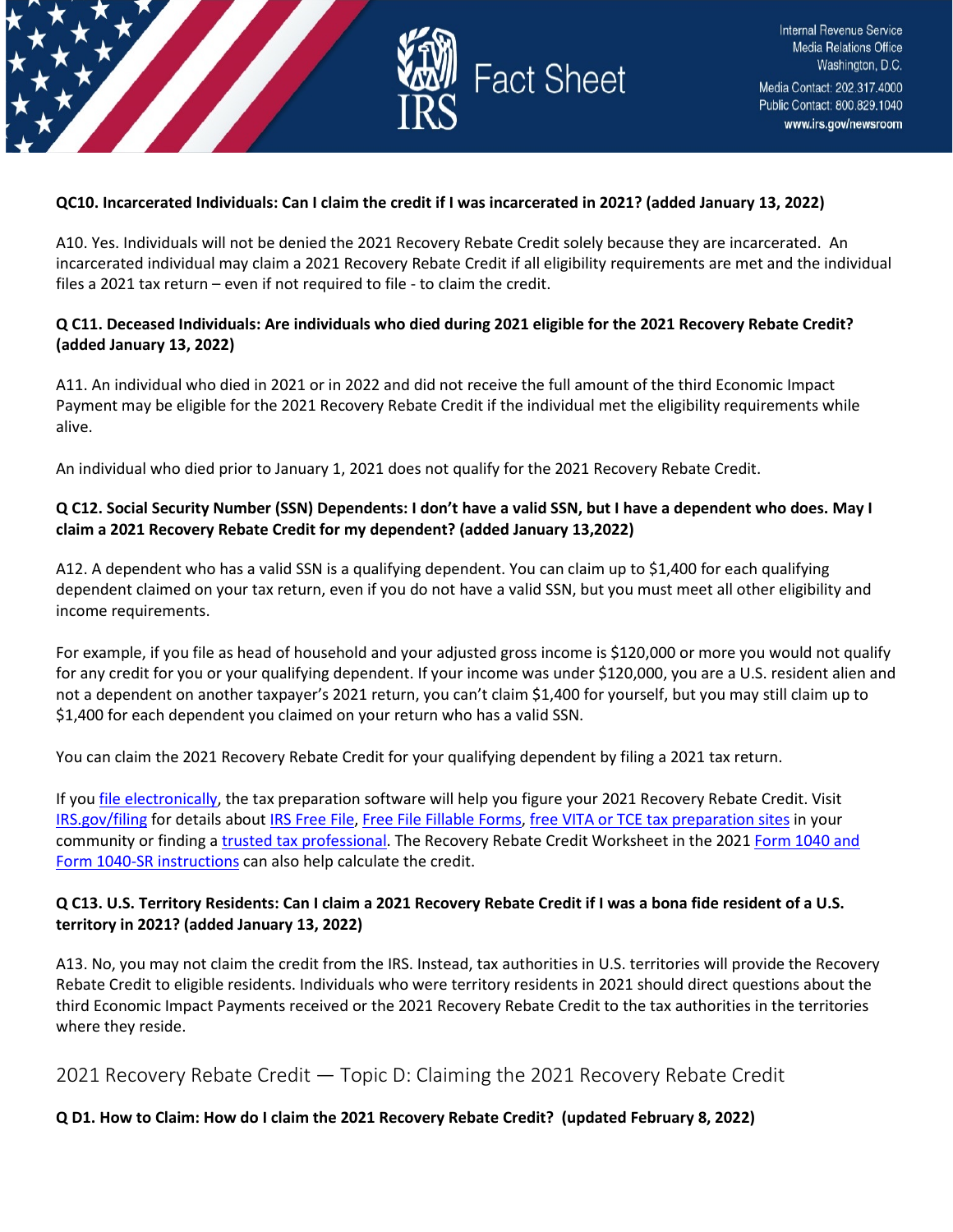**QC10. Incarcerated Individuals: Can I claim the credit if I was incarcerated in 2021? (added January 13, 2022)**

A10. Yes. Individuals will not be denied the 2021 Recovery Rebate Credit solely because they are incarcerated. An incarcerated individual may claim a 2021 Recovery Rebate Credit if all eligibility requirements are met and the individual files a 2021 tax return – even if not required to file - to claim the credit.

**Q C11. Deceased Individuals: Are individuals who died during 2021 eligible for the 2021 Recovery Rebate Credit? (added January 13, 2022)**

A11. An individual who died in 2021 or in 2022 and did not receive the full amount of the third Economic Impact Payment may be eligible for the 2021 Recovery Rebate Credit if the individual met the eligibility requirements while alive.

An individual who died prior to January 1, 2021 does not qualify for the 2021 Recovery Rebate Credit.

**Q C12. Social Security Number (SSN) Dependents: I don't have a valid SSN, but I have a dependent who does. May I claim a 2021 Recovery Rebate Credit for my dependent? (added January 13,2022)**

A12. A dependent who has a valid SSN is a qualifying dependent. You can claim up to $1,400 for each qualifying dependent claimed on your tax return, even if you do not have a valid SSN, but you must meet all other eligibility and income requirements.

For example, if you file as head of household and your adjusted gross income is $120,000 or more you would not qualify for any credit for you or your qualifying dependent. If your income was under $120,000, you are a U.S. resident alien and not a dependent on another taxpayer's 2021 return, you can't claim $1,400 for yourself, but you may still claim up to $1,400 for each dependent you claimed on your return who has a valid SSN.

You can claim the 2021 Recovery Rebate Credit for your qualifying dependent by filing a 2021 tax return.

If you file electronically, the tax preparation software will help you figure your 2021 Recovery Rebate Credit. Visit IRS.gov/filing for details about IRS Free File, Free File Fillable Forms, free VITA or TCE tax preparation sites in your community or finding a trusted tax professional. The Recovery Rebate Credit Worksheet in the 2021 Form 1040 and Form 1040-SR instructions can also help calculate the credit.

**Q C13. U.S. Territory Residents: Can I claim a 2021 Recovery Rebate Credit if I was a bona fide resident of a U.S. territory in 2021? (added January 13, 2022)**

A13. No, you may not claim the credit from the IRS. Instead, tax authorities in U.S. territories will provide the Recovery Rebate Credit to eligible residents. Individuals who were territory residents in 2021 should direct questions about the third Economic Impact Payments received or the 2021 Recovery Rebate Credit to the tax authorities in the territories where they reside.

## 2021 Recovery Rebate Credit — Topic D: Claiming the 2021 Recovery Rebate Credit

**Q D1. How to Claim: How do I claim the 2021 Recovery Rebate Credit? (updated February 8, 2022)**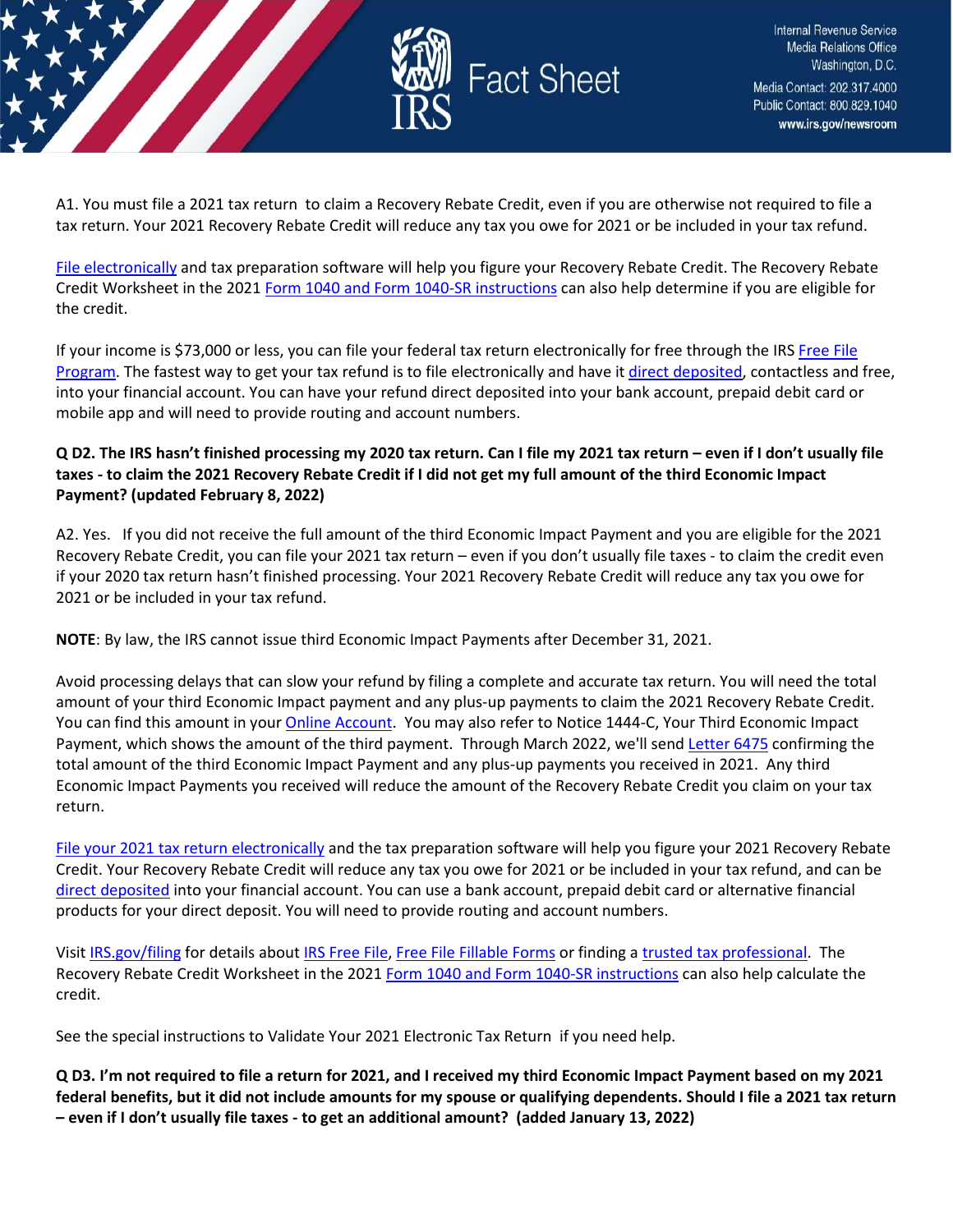A1. You must file a 2021 tax return to claim a Recovery Rebate Credit, even if you are otherwise not required to file a tax return. Your 2021 Recovery Rebate Credit will reduce any tax you owe for 2021 or be included in your tax refund.

File electronically and tax preparation software will help you figure your Recovery Rebate Credit. The Recovery Rebate Credit Worksheet in the 2021 Form 1040 and Form 1040-SR instructions can also help determine if you are eligible for the credit.

If your income is $73,000 or less, you can file your federal tax return electronically for free through the IRS Free File Program. The fastest way to get your tax refund is to file electronically and have it direct deposited, contactless and free, into your financial account. You can have your refund direct deposited into your bank account, prepaid debit card or mobile app and will need to provide routing and account numbers.

**Q D2. The IRS hasn't finished processing my 2020 tax return. Can I file my 2021 tax return – even if I don't usually file taxes - to claim the 2021 Recovery Rebate Credit if I did not get my full amount of the third Economic Impact Payment? (updated February 8, 2022)**

A2. Yes. If you did not receive the full amount of the third Economic Impact Payment and you are eligible for the 2021 Recovery Rebate Credit, you can file your 2021 tax return – even if you don't usually file taxes - to claim the credit even if your 2020 tax return hasn't finished processing. Your 2021 Recovery Rebate Credit will reduce any tax you owe for 2021 or be included in your tax refund.

**NOTE**: By law, the IRS cannot issue third Economic Impact Payments after December 31, 2021.

Avoid processing delays that can slow your refund by filing a complete and accurate tax return. You will need the total amount of your third Economic Impact payment and any plus-up payments to claim the 2021 Recovery Rebate Credit. You can find this amount in your Online Account. You may also refer to Notice 1444-C, Your Third Economic Impact Payment, which shows the amount of the third payment. Through March 2022, we'll send Letter 6475 confirming the total amount of the third Economic Impact Payment and any plus-up payments you received in 2021. Any third Economic Impact Payments you received will reduce the amount of the Recovery Rebate Credit you claim on your tax return.

File your 2021 tax return electronically and the tax preparation software will help you figure your 2021 Recovery Rebate Credit. Your Recovery Rebate Credit will reduce any tax you owe for 2021 or be included in your tax refund, and can be direct deposited into your financial account. You can use a bank account, prepaid debit card or alternative financial products for your direct deposit. You will need to provide routing and account numbers.

Visit IRS.gov/filing for details about IRS Free File, Free File Fillable Forms or finding a trusted tax professional. The Recovery Rebate Credit Worksheet in the 2021 Form 1040 and Form 1040-SR instructions can also help calculate the credit.

See the special instructions to Validate Your 2021 Electronic Tax Return if you need help.

**Q D3. I'm not required to file a return for 2021, and I received my third Economic Impact Payment based on my 2021 federal benefits, but it did not include amounts for my spouse or qualifying dependents. Should I file a 2021 tax return – even if I don't usually file taxes - to get an additional amount? (added January 13, 2022)**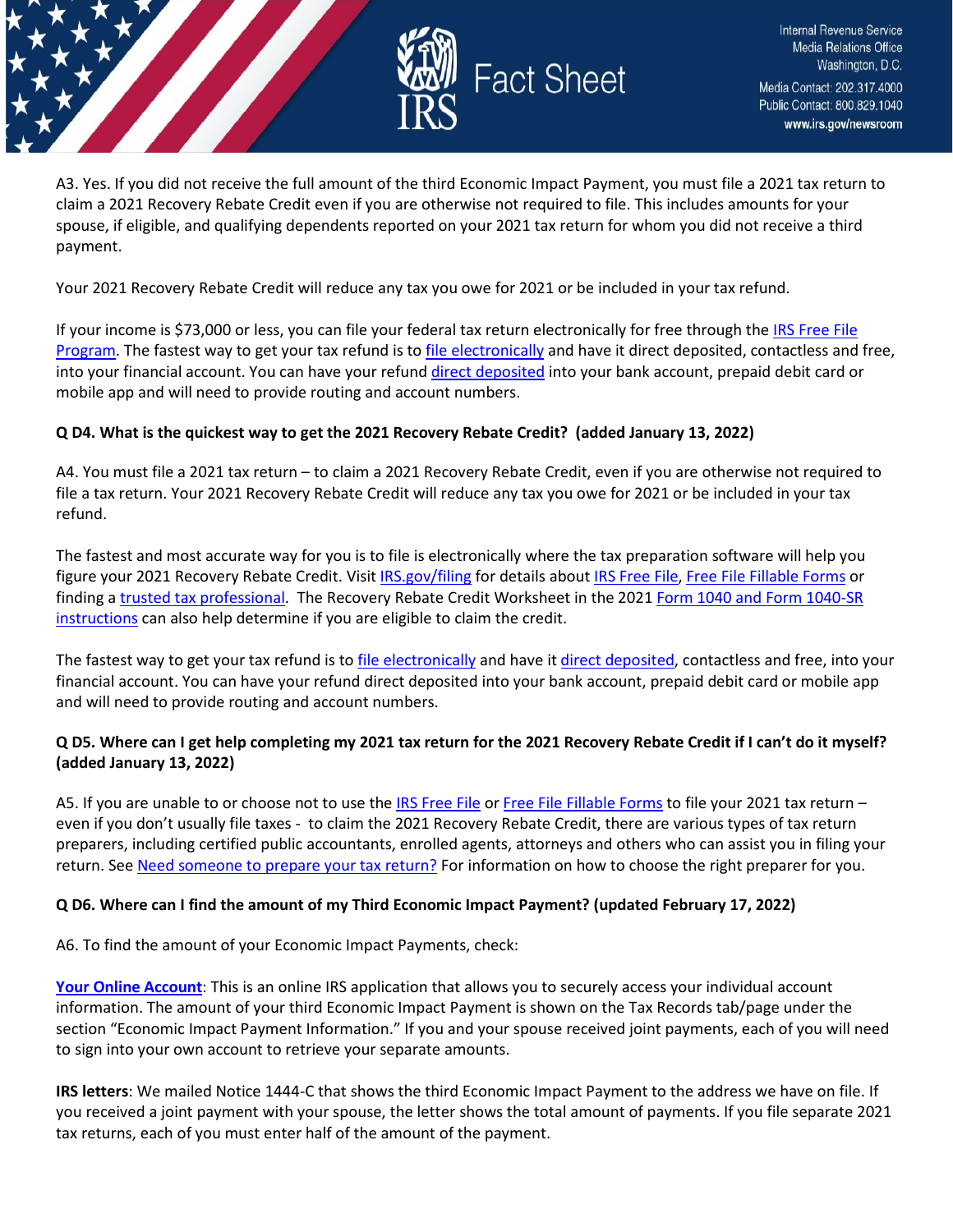A3. Yes. If you did not receive the full amount of the third Economic Impact Payment, you must file a 2021 tax return to claim a 2021 Recovery Rebate Credit even if you are otherwise not required to file. This includes amounts for your spouse, if eligible, and qualifying dependents reported on your 2021 tax return for whom you did not receive a third payment.

Your 2021 Recovery Rebate Credit will reduce any tax you owe for 2021 or be included in your tax refund.

If your income is $73,000 or less, you can file your federal tax return electronically for free through the IRS Free File Program. The fastest way to get your tax refund is to file electronically and have it direct deposited, contactless and free, into your financial account. You can have your refund direct deposited into your bank account, prepaid debit card or mobile app and will need to provide routing and account numbers.

**Q D4. What is the quickest way to get the 2021 Recovery Rebate Credit? (added January 13, 2022)**

A4. You must file a 2021 tax return – to claim a 2021 Recovery Rebate Credit, even if you are otherwise not required to file a tax return. Your 2021 Recovery Rebate Credit will reduce any tax you owe for 2021 or be included in your tax refund.

The fastest and most accurate way for you is to file is electronically where the tax preparation software will help you figure your 2021 Recovery Rebate Credit. Visit IRS.gov/filing for details about IRS Free File, Free File Fillable Forms or finding a trusted tax professional. The Recovery Rebate Credit Worksheet in the 2021 Form 1040 and Form 1040-SR instructions can also help determine if you are eligible to claim the credit.

The fastest way to get your tax refund is to file electronically and have it direct deposited, contactless and free, into your financial account. You can have your refund direct deposited into your bank account, prepaid debit card or mobile app and will need to provide routing and account numbers.

**Q D5. Where can I get help completing my 2021 tax return for the 2021 Recovery Rebate Credit if I can't do it myself? (added January 13, 2022)**

A5. If you are unable to or choose not to use the IRS Free File or Free File Fillable Forms to file your 2021 tax return – even if you don't usually file taxes - to claim the 2021 Recovery Rebate Credit, there are various types of tax return preparers, including certified public accountants, enrolled agents, attorneys and others who can assist you in filing your return. See Need someone to prepare your tax return? For information on how to choose the right preparer for you.

**Q D6. Where can I find the amount of my Third Economic Impact Payment? (updated February 17, 2022)**

A6. To find the amount of your Economic Impact Payments, check:

**Your Online Account**: This is an online IRS application that allows you to securely access your individual account information. The amount of your third Economic Impact Payment is shown on the Tax Records tab/page under the section "Economic Impact Payment Information." If you and your spouse received joint payments, each of you will need to sign into your own account to retrieve your separate amounts.

**IRS letters**: We mailed Notice 1444-C that shows the third Economic Impact Payment to the address we have on file. If you received a joint payment with your spouse, the letter shows the total amount of payments. If you file separate 2021 tax returns, each of you must enter half of the amount of the payment.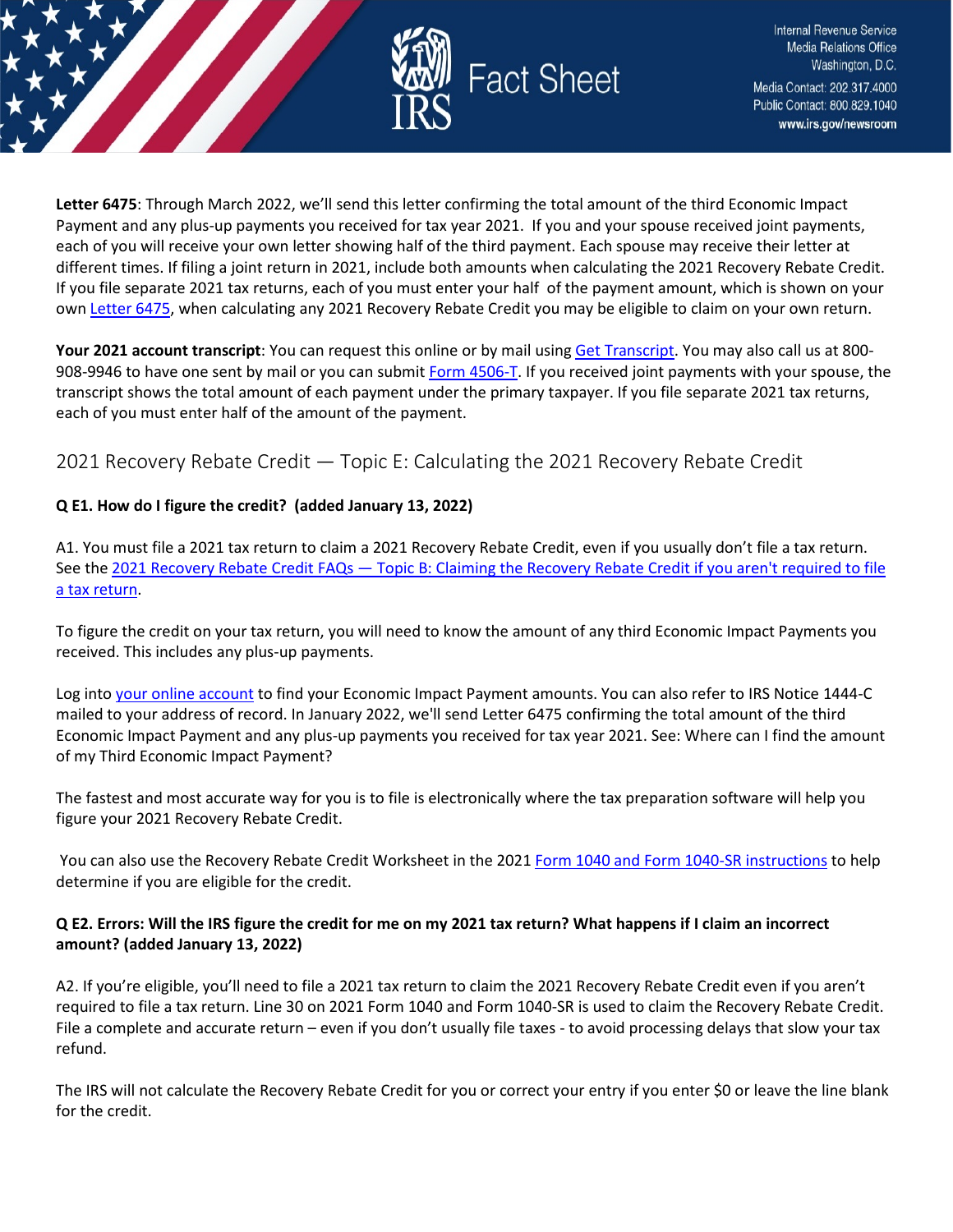**Letter 6475**: Through March 2022, we'll send this letter confirming the total amount of the third Economic Impact Payment and any plus-up payments you received for tax year 2021. If you and your spouse received joint payments, each of you will receive your own letter showing half of the third payment. Each spouse may receive their letter at different times. If filing a joint return in 2021, include both amounts when calculating the 2021 Recovery Rebate Credit. If you file separate 2021 tax returns, each of you must enter your half of the payment amount, which is shown on your own Letter 6475, when calculating any 2021 Recovery Rebate Credit you may be eligible to claim on your own return.

**Your 2021 account transcript**: You can request this online or by mail using Get Transcript. You may also call us at 800-908-9946 to have one sent by mail or you can submit Form 4506-T. If you received joint payments with your spouse, the transcript shows the total amount of each payment under the primary taxpayer. If you file separate 2021 tax returns, each of you must enter half of the amount of the payment.

## 2021 Recovery Rebate Credit — Topic E: Calculating the 2021 Recovery Rebate Credit

**Q E1. How do I figure the credit? (added January 13, 2022)**

A1. You must file a 2021 tax return to claim a 2021 Recovery Rebate Credit, even if you usually don't file a tax return. See the 2021 Recovery Rebate Credit FAQs — Topic B: Claiming the Recovery Rebate Credit if you aren't required to file a tax return.

To figure the credit on your tax return, you will need to know the amount of any third Economic Impact Payments you received. This includes any plus-up payments.

Log into your online account to find your Economic Impact Payment amounts. You can also refer to IRS Notice 1444-C mailed to your address of record. In January 2022, we'll send Letter 6475 confirming the total amount of the third Economic Impact Payment and any plus-up payments you received for tax year 2021. See: Where can I find the amount of my Third Economic Impact Payment?

The fastest and most accurate way for you is to file is electronically where the tax preparation software will help you figure your 2021 Recovery Rebate Credit.

You can also use the Recovery Rebate Credit Worksheet in the 2021 Form 1040 and Form 1040-SR instructions to help determine if you are eligible for the credit.

**Q E2. Errors: Will the IRS figure the credit for me on my 2021 tax return? What happens if I claim an incorrect amount? (added January 13, 2022)**

A2. If you're eligible, you'll need to file a 2021 tax return to claim the 2021 Recovery Rebate Credit even if you aren't required to file a tax return. Line 30 on 2021 Form 1040 and Form 1040-SR is used to claim the Recovery Rebate Credit. File a complete and accurate return – even if you don't usually file taxes - to avoid processing delays that slow your tax refund.

The IRS will not calculate the Recovery Rebate Credit for you or correct your entry if you enter $0 or leave the line blank for the credit.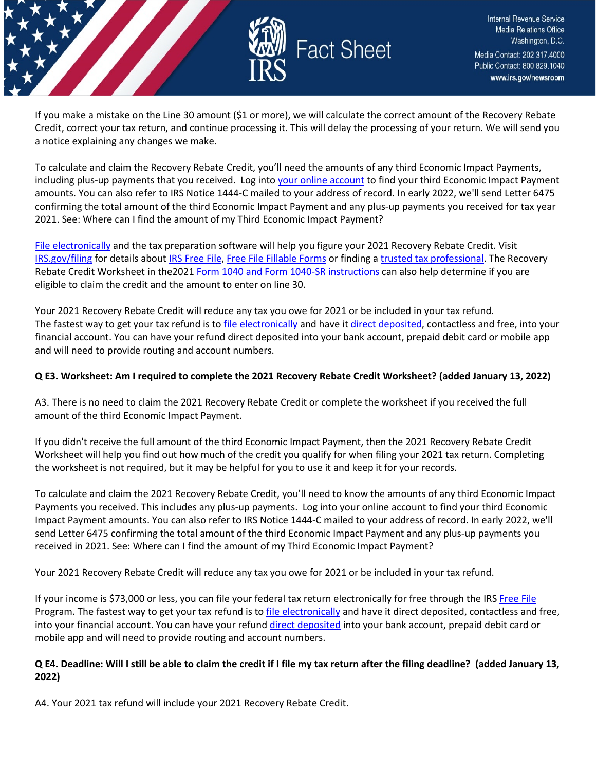If you make a mistake on the Line 30 amount ($1 or more), we will calculate the correct amount of the Recovery Rebate Credit, correct your tax return, and continue processing it. This will delay the processing of your return. We will send you a notice explaining any changes we make.

To calculate and claim the Recovery Rebate Credit, you'll need the amounts of any third Economic Impact Payments, including plus-up payments that you received. Log into your online account to find your third Economic Impact Payment amounts. You can also refer to IRS Notice 1444-C mailed to your address of record. In early 2022, we'll send Letter 6475 confirming the total amount of the third Economic Impact Payment and any plus-up payments you received for tax year 2021. See: Where can I find the amount of my Third Economic Impact Payment?

File electronically and the tax preparation software will help you figure your 2021 Recovery Rebate Credit. Visit IRS.gov/filing for details about IRS Free File, Free File Fillable Forms or finding a trusted tax professional. The Recovery Rebate Credit Worksheet in the2021 Form 1040 and Form 1040-SR instructions can also help determine if you are eligible to claim the credit and the amount to enter on line 30.

Your 2021 Recovery Rebate Credit will reduce any tax you owe for 2021 or be included in your tax refund. The fastest way to get your tax refund is to file electronically and have it direct deposited, contactless and free, into your financial account. You can have your refund direct deposited into your bank account, prepaid debit card or mobile app and will need to provide routing and account numbers.

**Q E3. Worksheet: Am I required to complete the 2021 Recovery Rebate Credit Worksheet? (added January 13, 2022)**

A3. There is no need to claim the 2021 Recovery Rebate Credit or complete the worksheet if you received the full amount of the third Economic Impact Payment.

If you didn't receive the full amount of the third Economic Impact Payment, then the 2021 Recovery Rebate Credit Worksheet will help you find out how much of the credit you qualify for when filing your 2021 tax return. Completing the worksheet is not required, but it may be helpful for you to use it and keep it for your records.

To calculate and claim the 2021 Recovery Rebate Credit, you'll need to know the amounts of any third Economic Impact Payments you received. This includes any plus-up payments. Log into your online account to find your third Economic Impact Payment amounts. You can also refer to IRS Notice 1444-C mailed to your address of record. In early 2022, we'll send Letter 6475 confirming the total amount of the third Economic Impact Payment and any plus-up payments you received in 2021. See: Where can I find the amount of my Third Economic Impact Payment?

Your 2021 Recovery Rebate Credit will reduce any tax you owe for 2021 or be included in your tax refund.

If your income is $73,000 or less, you can file your federal tax return electronically for free through the IRS Free File Program. The fastest way to get your tax refund is to file electronically and have it direct deposited, contactless and free, into your financial account. You can have your refund direct deposited into your bank account, prepaid debit card or mobile app and will need to provide routing and account numbers.

**Q E4. Deadline: Will I still be able to claim the credit if I file my tax return after the filing deadline? (added January 13, 2022)**

A4. Your 2021 tax refund will include your 2021 Recovery Rebate Credit.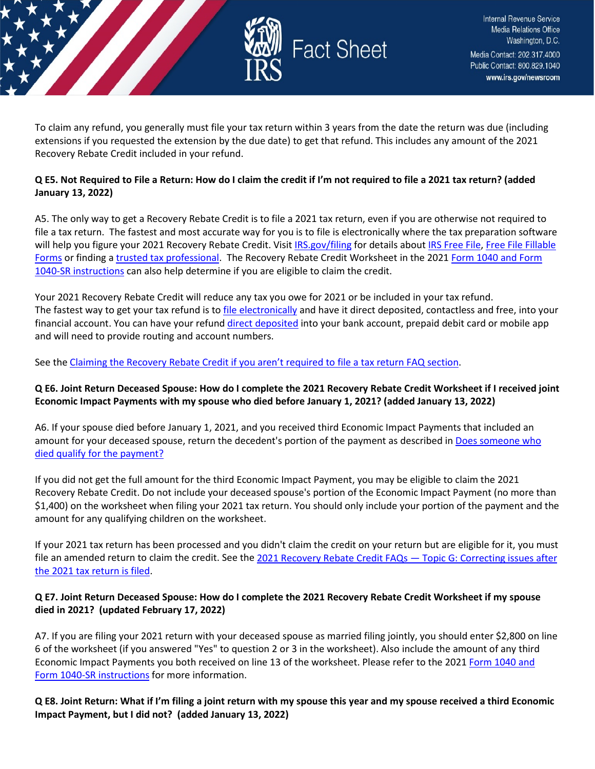To claim any refund, you generally must file your tax return within 3 years from the date the return was due (including extensions if you requested the extension by the due date) to get that refund. This includes any amount of the 2021 Recovery Rebate Credit included in your refund.

**Q E5. Not Required to File a Return: How do I claim the credit if I'm not required to file a 2021 tax return? (added January 13, 2022)**

A5. The only way to get a Recovery Rebate Credit is to file a 2021 tax return, even if you are otherwise not required to file a tax return. The fastest and most accurate way for you is to file is electronically where the tax preparation software will help you figure your 2021 Recovery Rebate Credit. Visit IRS.gov/filing for details about IRS Free File, Free File Fillable Forms or finding a trusted tax professional. The Recovery Rebate Credit Worksheet in the 2021 Form 1040 and Form 1040-SR instructions can also help determine if you are eligible to claim the credit.

Your 2021 Recovery Rebate Credit will reduce any tax you owe for 2021 or be included in your tax refund. The fastest way to get your tax refund is to file electronically and have it direct deposited, contactless and free, into your financial account. You can have your refund direct deposited into your bank account, prepaid debit card or mobile app and will need to provide routing and account numbers.

See the Claiming the Recovery Rebate Credit if you aren't required to file a tax return FAQ section.

**Q E6. Joint Return Deceased Spouse: How do I complete the 2021 Recovery Rebate Credit Worksheet if I received joint Economic Impact Payments with my spouse who died before January 1, 2021? (added January 13, 2022)**

A6. If your spouse died before January 1, 2021, and you received third Economic Impact Payments that included an amount for your deceased spouse, return the decedent's portion of the payment as described in Does someone who died qualify for the payment?

If you did not get the full amount for the third Economic Impact Payment, you may be eligible to claim the 2021 Recovery Rebate Credit. Do not include your deceased spouse's portion of the Economic Impact Payment (no more than $1,400) on the worksheet when filing your 2021 tax return. You should only include your portion of the payment and the amount for any qualifying children on the worksheet.

If your 2021 tax return has been processed and you didn't claim the credit on your return but are eligible for it, you must file an amended return to claim the credit. See the 2021 Recovery Rebate Credit FAQs — Topic G: Correcting issues after the 2021 tax return is filed.

**Q E7. Joint Return Deceased Spouse: How do I complete the 2021 Recovery Rebate Credit Worksheet if my spouse died in 2021? (updated February 17, 2022)**

A7. If you are filing your 2021 return with your deceased spouse as married filing jointly, you should enter $2,800 on line 6 of the worksheet (if you answered "Yes" to question 2 or 3 in the worksheet). Also include the amount of any third Economic Impact Payments you both received on line 13 of the worksheet. Please refer to the 2021 Form 1040 and Form 1040-SR instructions for more information.

**Q E8. Joint Return: What if I'm filing a joint return with my spouse this year and my spouse received a third Economic Impact Payment, but I did not? (added January 13, 2022)**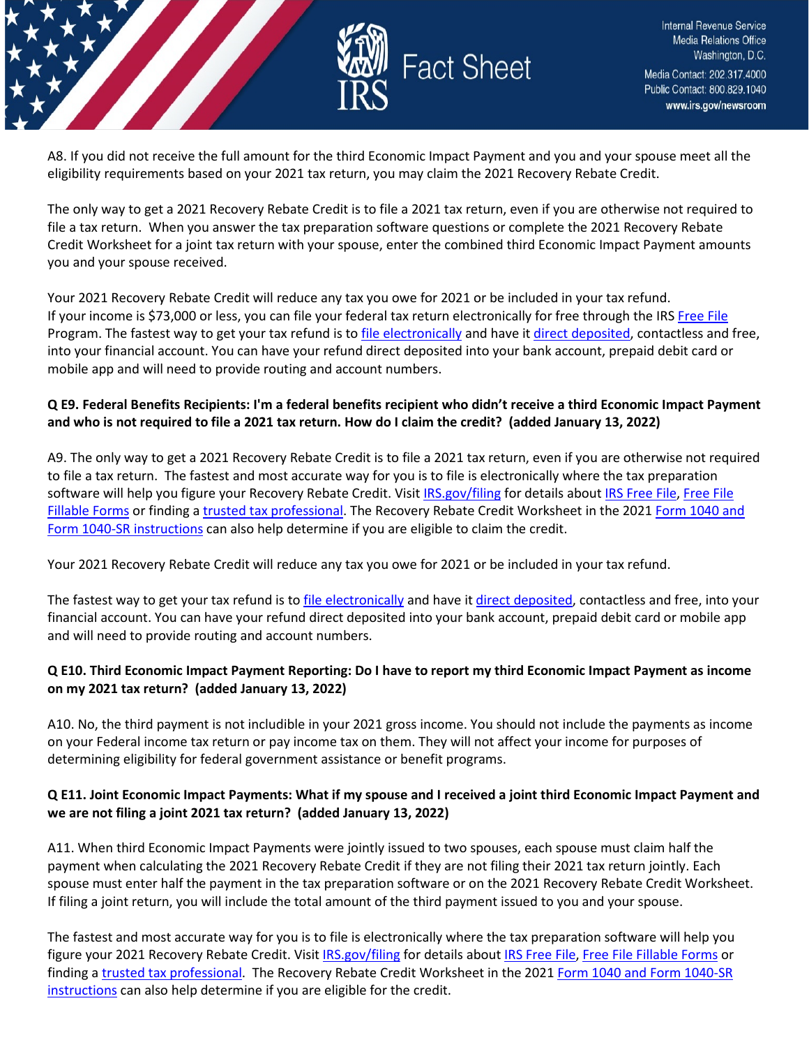A8. If you did not receive the full amount for the third Economic Impact Payment and you and your spouse meet all the eligibility requirements based on your 2021 tax return, you may claim the 2021 Recovery Rebate Credit.

The only way to get a 2021 Recovery Rebate Credit is to file a 2021 tax return, even if you are otherwise not required to file a tax return. When you answer the tax preparation software questions or complete the 2021 Recovery Rebate Credit Worksheet for a joint tax return with your spouse, enter the combined third Economic Impact Payment amounts you and your spouse received.

Your 2021 Recovery Rebate Credit will reduce any tax you owe for 2021 or be included in your tax refund. If your income is $73,000 or less, you can file your federal tax return electronically for free through the IRS Free File Program. The fastest way to get your tax refund is to file electronically and have it direct deposited, contactless and free, into your financial account. You can have your refund direct deposited into your bank account, prepaid debit card or mobile app and will need to provide routing and account numbers.

**Q E9. Federal Benefits Recipients: I'm a federal benefits recipient who didn't receive a third Economic Impact Payment and who is not required to file a 2021 tax return. How do I claim the credit? (added January 13, 2022)**

A9. The only way to get a 2021 Recovery Rebate Credit is to file a 2021 tax return, even if you are otherwise not required to file a tax return. The fastest and most accurate way for you is to file is electronically where the tax preparation software will help you figure your Recovery Rebate Credit. Visit IRS.gov/filing for details about IRS Free File, Free File Fillable Forms or finding a trusted tax professional. The Recovery Rebate Credit Worksheet in the 2021 Form 1040 and Form 1040-SR instructions can also help determine if you are eligible to claim the credit.

Your 2021 Recovery Rebate Credit will reduce any tax you owe for 2021 or be included in your tax refund.

The fastest way to get your tax refund is to file electronically and have it direct deposited, contactless and free, into your financial account. You can have your refund direct deposited into your bank account, prepaid debit card or mobile app and will need to provide routing and account numbers.

**Q E10. Third Economic Impact Payment Reporting: Do I have to report my third Economic Impact Payment as income on my 2021 tax return? (added January 13, 2022)**

A10. No, the third payment is not includible in your 2021 gross income. You should not include the payments as income on your Federal income tax return or pay income tax on them. They will not affect your income for purposes of determining eligibility for federal government assistance or benefit programs.

**Q E11. Joint Economic Impact Payments: What if my spouse and I received a joint third Economic Impact Payment and we are not filing a joint 2021 tax return? (added January 13, 2022)**

A11. When third Economic Impact Payments were jointly issued to two spouses, each spouse must claim half the payment when calculating the 2021 Recovery Rebate Credit if they are not filing their 2021 tax return jointly. Each spouse must enter half the payment in the tax preparation software or on the 2021 Recovery Rebate Credit Worksheet. If filing a joint return, you will include the total amount of the third payment issued to you and your spouse.

The fastest and most accurate way for you is to file is electronically where the tax preparation software will help you figure your 2021 Recovery Rebate Credit. Visit IRS.gov/filing for details about IRS Free File, Free File Fillable Forms or finding a trusted tax professional. The Recovery Rebate Credit Worksheet in the 2021 Form 1040 and Form 1040-SR instructions can also help determine if you are eligible for the credit.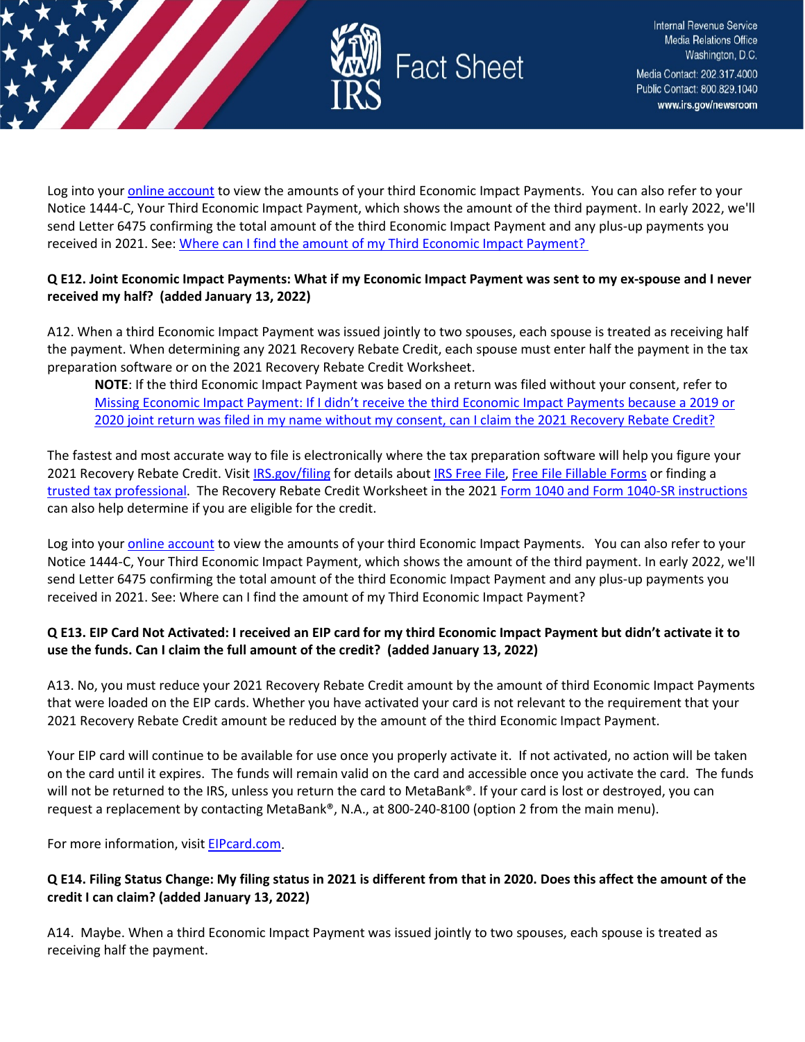Log into your online account to view the amounts of your third Economic Impact Payments. You can also refer to your Notice 1444-C, Your Third Economic Impact Payment, which shows the amount of the third payment. In early 2022, we'll send Letter 6475 confirming the total amount of the third Economic Impact Payment and any plus-up payments you received in 2021. See: Where can I find the amount of my Third Economic Impact Payment?

**Q E12. Joint Economic Impact Payments: What if my Economic Impact Payment was sent to my ex-spouse and I never received my half? (added January 13, 2022)**

A12. When a third Economic Impact Payment was issued jointly to two spouses, each spouse is treated as receiving half the payment. When determining any 2021 Recovery Rebate Credit, each spouse must enter half the payment in the tax preparation software or on the 2021 Recovery Rebate Credit Worksheet.

> **NOTE**: If the third Economic Impact Payment was based on a return was filed without your consent, refer to Missing Economic Impact Payment: If I didn't receive the third Economic Impact Payments because a 2019 or 2020 joint return was filed in my name without my consent, can I claim the 2021 Recovery Rebate Credit?

The fastest and most accurate way to file is electronically where the tax preparation software will help you figure your 2021 Recovery Rebate Credit. Visit IRS.gov/filing for details about IRS Free File, Free File Fillable Forms or finding a trusted tax professional. The Recovery Rebate Credit Worksheet in the 2021 Form 1040 and Form 1040-SR instructions can also help determine if you are eligible for the credit.

Log into your online account to view the amounts of your third Economic Impact Payments. You can also refer to your Notice 1444-C, Your Third Economic Impact Payment, which shows the amount of the third payment. In early 2022, we'll send Letter 6475 confirming the total amount of the third Economic Impact Payment and any plus-up payments you received in 2021. See: Where can I find the amount of my Third Economic Impact Payment?

**Q E13. EIP Card Not Activated: I received an EIP card for my third Economic Impact Payment but didn't activate it to use the funds. Can I claim the full amount of the credit? (added January 13, 2022)**

A13. No, you must reduce your 2021 Recovery Rebate Credit amount by the amount of third Economic Impact Payments that were loaded on the EIP cards. Whether you have activated your card is not relevant to the requirement that your 2021 Recovery Rebate Credit amount be reduced by the amount of the third Economic Impact Payment.

Your EIP card will continue to be available for use once you properly activate it. If not activated, no action will be taken on the card until it expires. The funds will remain valid on the card and accessible once you activate the card. The funds will not be returned to the IRS, unless you return the card to MetaBank®. If your card is lost or destroyed, you can request a replacement by contacting MetaBank®, N.A., at 800-240-8100 (option 2 from the main menu).

For more information, visit EIPcard.com.

**Q E14. Filing Status Change: My filing status in 2021 is different from that in 2020. Does this affect the amount of the credit I can claim? (added January 13, 2022)**

A14. Maybe. When a third Economic Impact Payment was issued jointly to two spouses, each spouse is treated as receiving half the payment.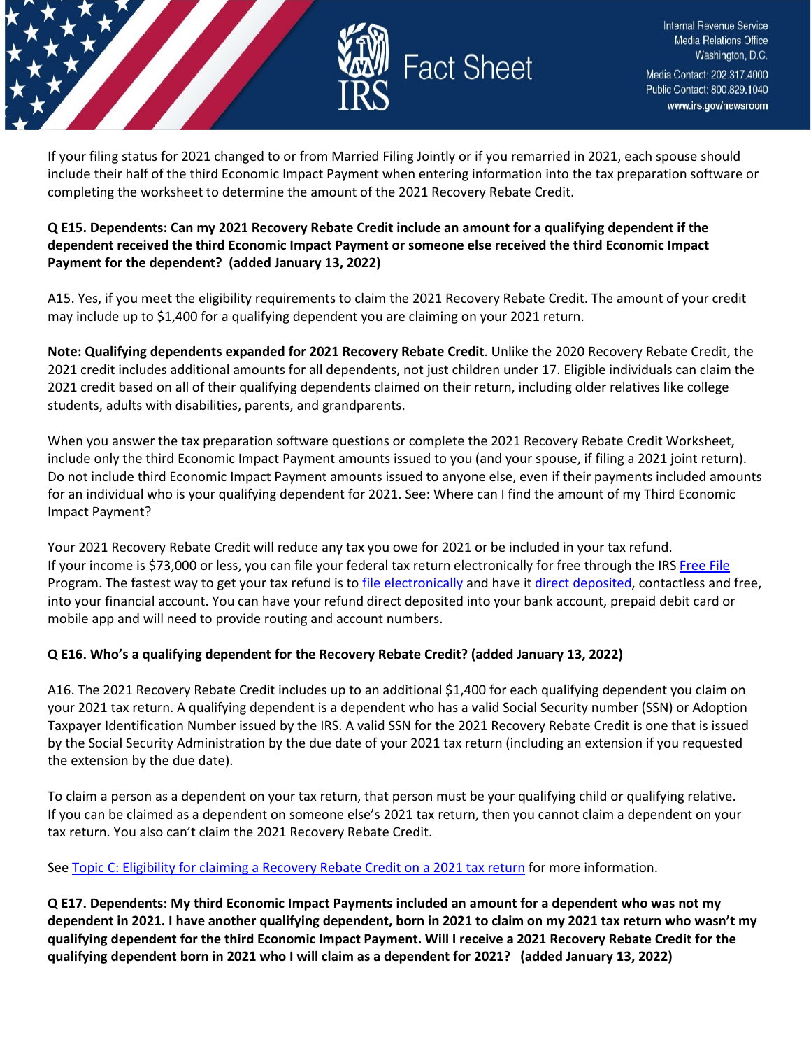If your filing status for 2021 changed to or from Married Filing Jointly or if you remarried in 2021, each spouse should include their half of the third Economic Impact Payment when entering information into the tax preparation software or completing the worksheet to determine the amount of the 2021 Recovery Rebate Credit.

**Q E15. Dependents: Can my 2021 Recovery Rebate Credit include an amount for a qualifying dependent if the dependent received the third Economic Impact Payment or someone else received the third Economic Impact Payment for the dependent? (added January 13, 2022)**

A15. Yes, if you meet the eligibility requirements to claim the 2021 Recovery Rebate Credit. The amount of your credit may include up to $1,400 for a qualifying dependent you are claiming on your 2021 return.

**Note: Qualifying dependents expanded for 2021 Recovery Rebate Credit**. Unlike the 2020 Recovery Rebate Credit, the 2021 credit includes additional amounts for all dependents, not just children under 17. Eligible individuals can claim the 2021 credit based on all of their qualifying dependents claimed on their return, including older relatives like college students, adults with disabilities, parents, and grandparents.

When you answer the tax preparation software questions or complete the 2021 Recovery Rebate Credit Worksheet, include only the third Economic Impact Payment amounts issued to you (and your spouse, if filing a 2021 joint return). Do not include third Economic Impact Payment amounts issued to anyone else, even if their payments included amounts for an individual who is your qualifying dependent for 2021. See: Where can I find the amount of my Third Economic Impact Payment?

Your 2021 Recovery Rebate Credit will reduce any tax you owe for 2021 or be included in your tax refund. If your income is $73,000 or less, you can file your federal tax return electronically for free through the IRS Free File Program. The fastest way to get your tax refund is to file electronically and have it direct deposited, contactless and free, into your financial account. You can have your refund direct deposited into your bank account, prepaid debit card or mobile app and will need to provide routing and account numbers.

**Q E16. Who's a qualifying dependent for the Recovery Rebate Credit? (added January 13, 2022)**

A16. The 2021 Recovery Rebate Credit includes up to an additional $1,400 for each qualifying dependent you claim on your 2021 tax return. A qualifying dependent is a dependent who has a valid Social Security number (SSN) or Adoption Taxpayer Identification Number issued by the IRS. A valid SSN for the 2021 Recovery Rebate Credit is one that is issued by the Social Security Administration by the due date of your 2021 tax return (including an extension if you requested the extension by the due date).

To claim a person as a dependent on your tax return, that person must be your qualifying child or qualifying relative. If you can be claimed as a dependent on someone else's 2021 tax return, then you cannot claim a dependent on your tax return. You also can't claim the 2021 Recovery Rebate Credit.

See Topic C: Eligibility for claiming a Recovery Rebate Credit on a 2021 tax return for more information.

**Q E17. Dependents: My third Economic Impact Payments included an amount for a dependent who was not my dependent in 2021. I have another qualifying dependent, born in 2021 to claim on my 2021 tax return who wasn't my qualifying dependent for the third Economic Impact Payment. Will I receive a 2021 Recovery Rebate Credit for the qualifying dependent born in 2021 who I will claim as a dependent for 2021? (added January 13, 2022)**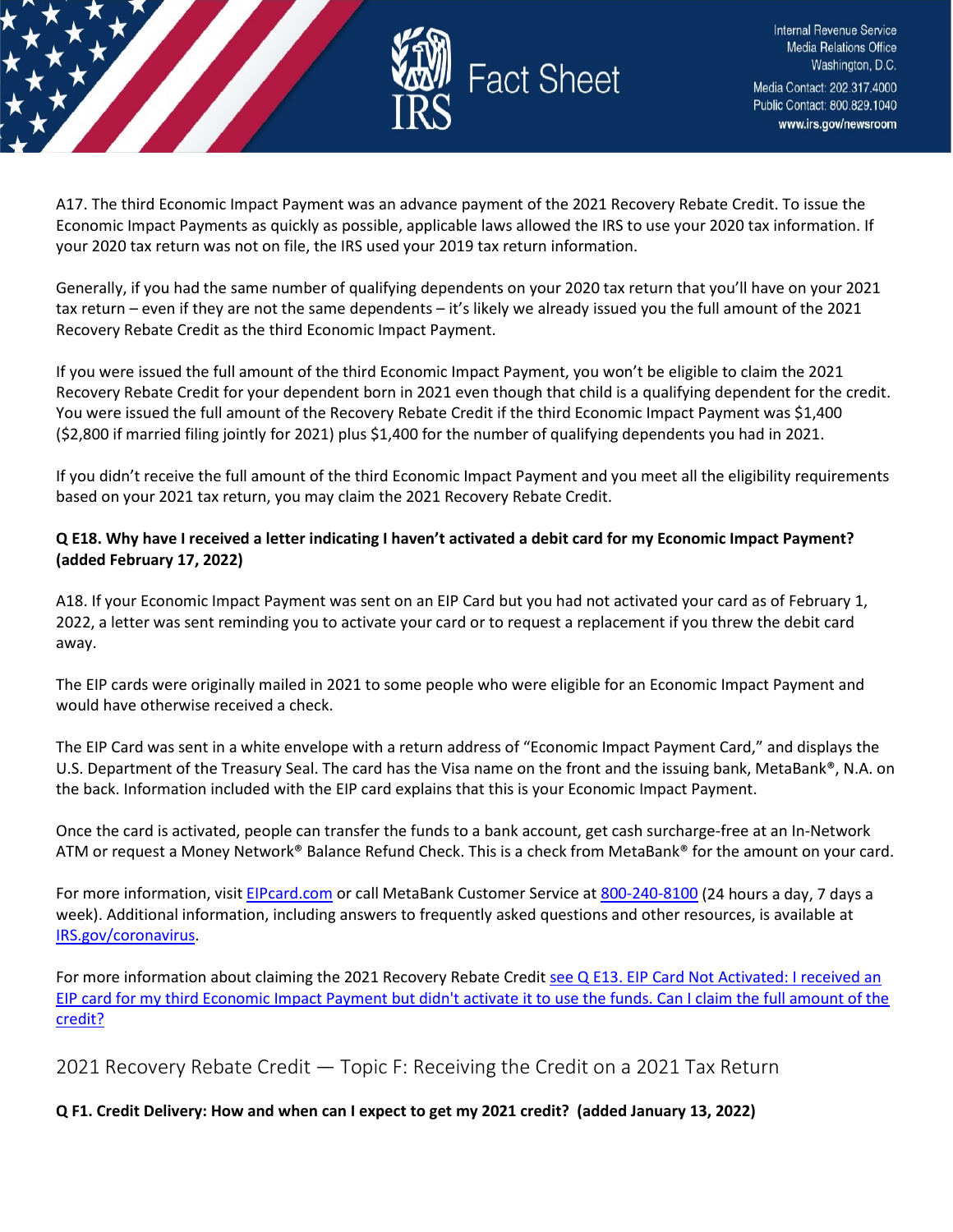A17. The third Economic Impact Payment was an advance payment of the 2021 Recovery Rebate Credit. To issue the Economic Impact Payments as quickly as possible, applicable laws allowed the IRS to use your 2020 tax information. If your 2020 tax return was not on file, the IRS used your 2019 tax return information.

Generally, if you had the same number of qualifying dependents on your 2020 tax return that you'll have on your 2021 tax return – even if they are not the same dependents – it's likely we already issued you the full amount of the 2021 Recovery Rebate Credit as the third Economic Impact Payment.

If you were issued the full amount of the third Economic Impact Payment, you won't be eligible to claim the 2021 Recovery Rebate Credit for your dependent born in 2021 even though that child is a qualifying dependent for the credit. You were issued the full amount of the Recovery Rebate Credit if the third Economic Impact Payment was $1,400 ($2,800 if married filing jointly for 2021) plus $1,400 for the number of qualifying dependents you had in 2021.

If you didn't receive the full amount of the third Economic Impact Payment and you meet all the eligibility requirements based on your 2021 tax return, you may claim the 2021 Recovery Rebate Credit.

**Q E18. Why have I received a letter indicating I haven't activated a debit card for my Economic Impact Payment? (added February 17, 2022)**

A18. If your Economic Impact Payment was sent on an EIP Card but you had not activated your card as of February 1, 2022, a letter was sent reminding you to activate your card or to request a replacement if you threw the debit card away.

The EIP cards were originally mailed in 2021 to some people who were eligible for an Economic Impact Payment and would have otherwise received a check.

The EIP Card was sent in a white envelope with a return address of "Economic Impact Payment Card," and displays the U.S. Department of the Treasury Seal. The card has the Visa name on the front and the issuing bank, MetaBank®, N.A. on the back. Information included with the EIP card explains that this is your Economic Impact Payment.

Once the card is activated, people can transfer the funds to a bank account, get cash surcharge-free at an In-Network ATM or request a Money Network® Balance Refund Check. This is a check from MetaBank® for the amount on your card.

For more information, visit EIPcard.com or call MetaBank Customer Service at 800-240-8100 (24 hours a day, 7 days a week). Additional information, including answers to frequently asked questions and other resources, is available at IRS.gov/coronavirus.

For more information about claiming the 2021 Recovery Rebate Credit see Q E13. EIP Card Not Activated: I received an EIP card for my third Economic Impact Payment but didn't activate it to use the funds. Can I claim the full amount of the credit?

## 2021 Recovery Rebate Credit — Topic F: Receiving the Credit on a 2021 Tax Return

**Q F1. Credit Delivery: How and when can I expect to get my 2021 credit? (added January 13, 2022)**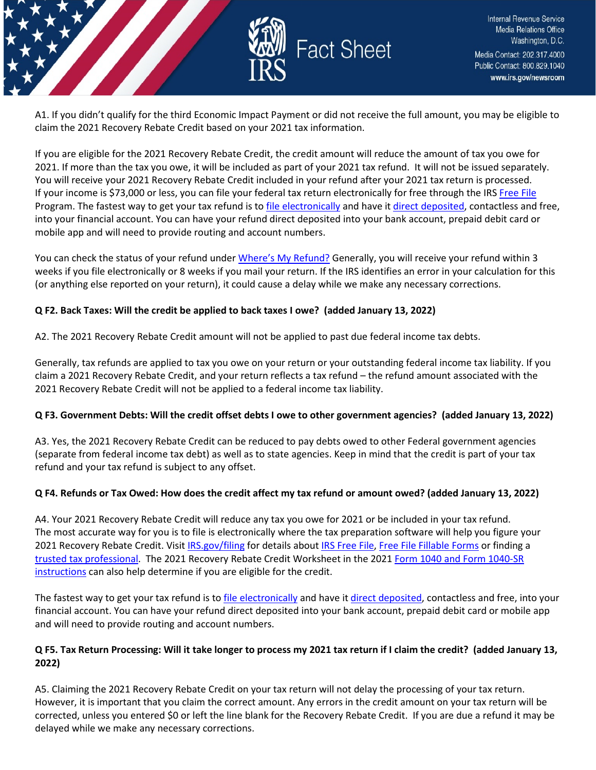A1. If you didn't qualify for the third Economic Impact Payment or did not receive the full amount, you may be eligible to claim the 2021 Recovery Rebate Credit based on your 2021 tax information.

If you are eligible for the 2021 Recovery Rebate Credit, the credit amount will reduce the amount of tax you owe for 2021. If more than the tax you owe, it will be included as part of your 2021 tax refund. It will not be issued separately. You will receive your 2021 Recovery Rebate Credit included in your refund after your 2021 tax return is processed. If your income is $73,000 or less, you can file your federal tax return electronically for free through the IRS Free File Program. The fastest way to get your tax refund is to file electronically and have it direct deposited, contactless and free, into your financial account. You can have your refund direct deposited into your bank account, prepaid debit card or mobile app and will need to provide routing and account numbers.

You can check the status of your refund under Where's My Refund? Generally, you will receive your refund within 3 weeks if you file electronically or 8 weeks if you mail your return. If the IRS identifies an error in your calculation for this (or anything else reported on your return), it could cause a delay while we make any necessary corrections.

**Q F2. Back Taxes: Will the credit be applied to back taxes I owe? (added January 13, 2022)**

A2. The 2021 Recovery Rebate Credit amount will not be applied to past due federal income tax debts.

Generally, tax refunds are applied to tax you owe on your return or your outstanding federal income tax liability. If you claim a 2021 Recovery Rebate Credit, and your return reflects a tax refund – the refund amount associated with the 2021 Recovery Rebate Credit will not be applied to a federal income tax liability.

**Q F3. Government Debts: Will the credit offset debts I owe to other government agencies? (added January 13, 2022)**

A3. Yes, the 2021 Recovery Rebate Credit can be reduced to pay debts owed to other Federal government agencies (separate from federal income tax debt) as well as to state agencies. Keep in mind that the credit is part of your tax refund and your tax refund is subject to any offset.

**Q F4. Refunds or Tax Owed: How does the credit affect my tax refund or amount owed? (added January 13, 2022)**

A4. Your 2021 Recovery Rebate Credit will reduce any tax you owe for 2021 or be included in your tax refund. The most accurate way for you is to file is electronically where the tax preparation software will help you figure your 2021 Recovery Rebate Credit. Visit IRS.gov/filing for details about IRS Free File, Free File Fillable Forms or finding a trusted tax professional. The 2021 Recovery Rebate Credit Worksheet in the 2021 Form 1040 and Form 1040-SR instructions can also help determine if you are eligible for the credit.

The fastest way to get your tax refund is to file electronically and have it direct deposited, contactless and free, into your financial account. You can have your refund direct deposited into your bank account, prepaid debit card or mobile app and will need to provide routing and account numbers.

**Q F5. Tax Return Processing: Will it take longer to process my 2021 tax return if I claim the credit? (added January 13, 2022)**

A5. Claiming the 2021 Recovery Rebate Credit on your tax return will not delay the processing of your tax return. However, it is important that you claim the correct amount. Any errors in the credit amount on your tax return will be corrected, unless you entered $0 or left the line blank for the Recovery Rebate Credit. If you are due a refund it may be delayed while we make any necessary corrections.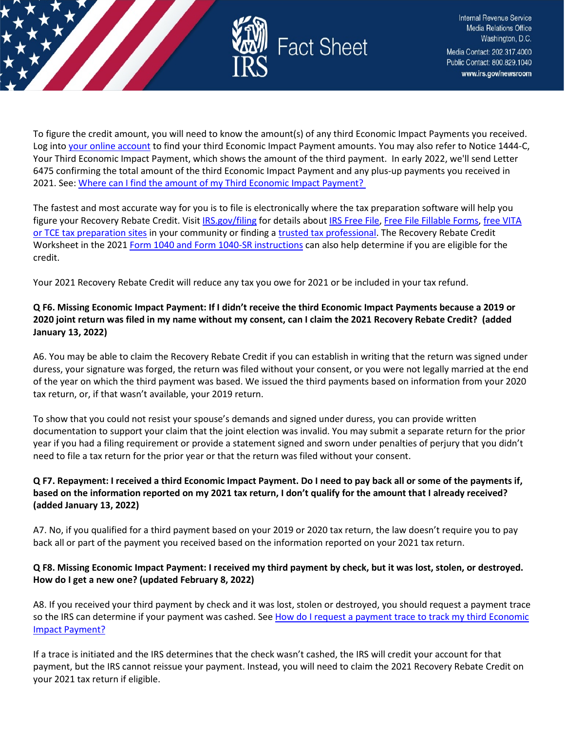To figure the credit amount, you will need to know the amount(s) of any third Economic Impact Payments you received. Log into your online account to find your third Economic Impact Payment amounts. You may also refer to Notice 1444-C, Your Third Economic Impact Payment, which shows the amount of the third payment. In early 2022, we'll send Letter 6475 confirming the total amount of the third Economic Impact Payment and any plus-up payments you received in 2021. See: Where can I find the amount of my Third Economic Impact Payment?

The fastest and most accurate way for you is to file is electronically where the tax preparation software will help you figure your Recovery Rebate Credit. Visit IRS.gov/filing for details about IRS Free File, Free File Fillable Forms, free VITA or TCE tax preparation sites in your community or finding a trusted tax professional. The Recovery Rebate Credit Worksheet in the 2021 Form 1040 and Form 1040-SR instructions can also help determine if you are eligible for the credit.

Your 2021 Recovery Rebate Credit will reduce any tax you owe for 2021 or be included in your tax refund.

**Q F6. Missing Economic Impact Payment: If I didn't receive the third Economic Impact Payments because a 2019 or 2020 joint return was filed in my name without my consent, can I claim the 2021 Recovery Rebate Credit? (added January 13, 2022)**

A6. You may be able to claim the Recovery Rebate Credit if you can establish in writing that the return was signed under duress, your signature was forged, the return was filed without your consent, or you were not legally married at the end of the year on which the third payment was based. We issued the third payments based on information from your 2020 tax return, or, if that wasn't available, your 2019 return.

To show that you could not resist your spouse's demands and signed under duress, you can provide written documentation to support your claim that the joint election was invalid. You may submit a separate return for the prior year if you had a filing requirement or provide a statement signed and sworn under penalties of perjury that you didn't need to file a tax return for the prior year or that the return was filed without your consent.

**Q F7. Repayment: I received a third Economic Impact Payment. Do I need to pay back all or some of the payments if, based on the information reported on my 2021 tax return, I don't qualify for the amount that I already received? (added January 13, 2022)**

A7. No, if you qualified for a third payment based on your 2019 or 2020 tax return, the law doesn't require you to pay back all or part of the payment you received based on the information reported on your 2021 tax return.

**Q F8. Missing Economic Impact Payment: I received my third payment by check, but it was lost, stolen, or destroyed. How do I get a new one? (updated February 8, 2022)**

A8. If you received your third payment by check and it was lost, stolen or destroyed, you should request a payment trace so the IRS can determine if your payment was cashed. See How do I request a payment trace to track my third Economic Impact Payment?

If a trace is initiated and the IRS determines that the check wasn't cashed, the IRS will credit your account for that payment, but the IRS cannot reissue your payment. Instead, you will need to claim the 2021 Recovery Rebate Credit on your 2021 tax return if eligible.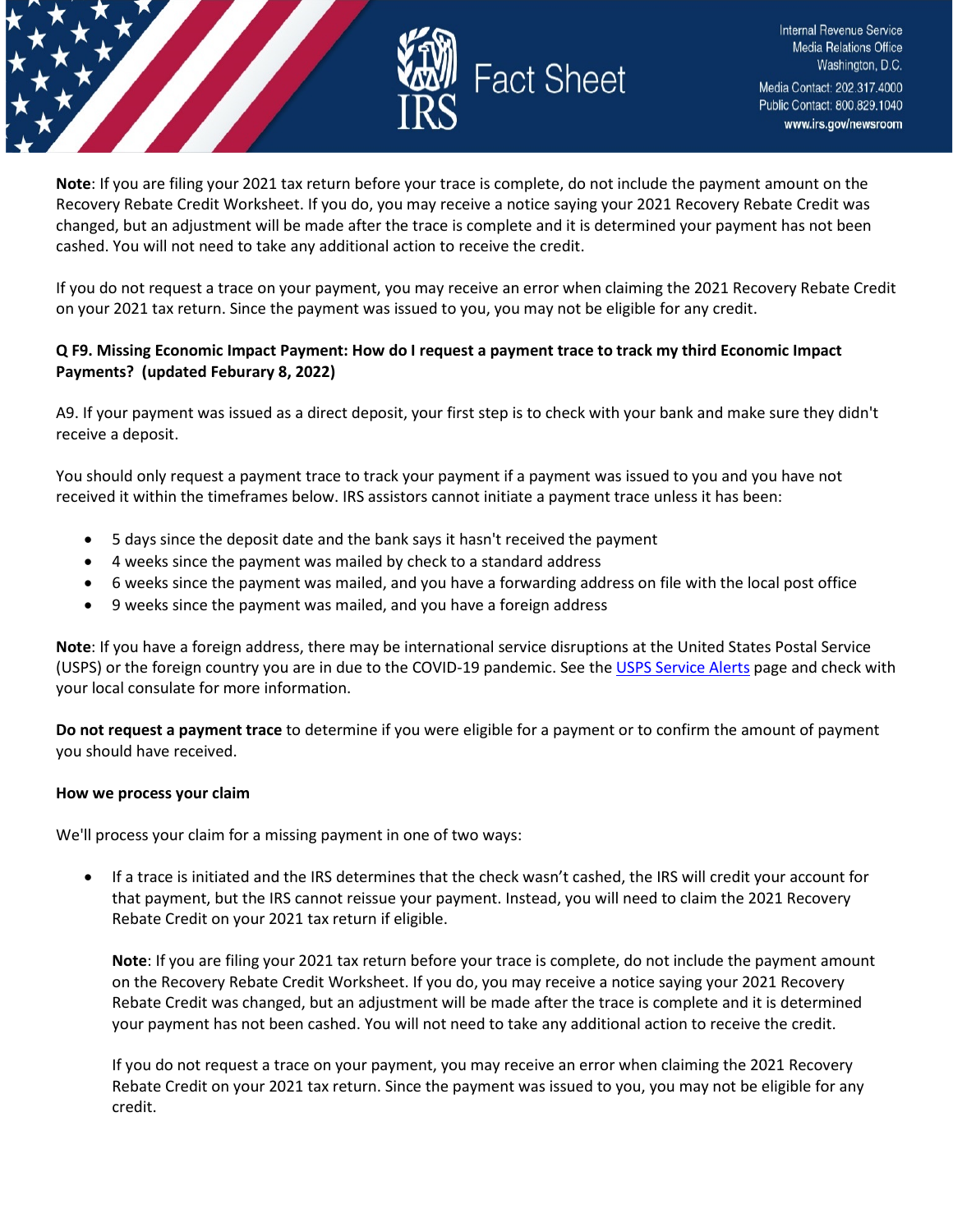**Note**: If you are filing your 2021 tax return before your trace is complete, do not include the payment amount on the Recovery Rebate Credit Worksheet. If you do, you may receive a notice saying your 2021 Recovery Rebate Credit was changed, but an adjustment will be made after the trace is complete and it is determined your payment has not been cashed. You will not need to take any additional action to receive the credit.

If you do not request a trace on your payment, you may receive an error when claiming the 2021 Recovery Rebate Credit on your 2021 tax return. Since the payment was issued to you, you may not be eligible for any credit.

**Q F9. Missing Economic Impact Payment: How do I request a payment trace to track my third Economic Impact Payments? (updated Feburary 8, 2022)**

A9. If your payment was issued as a direct deposit, your first step is to check with your bank and make sure they didn't receive a deposit.

You should only request a payment trace to track your payment if a payment was issued to you and you have not received it within the timeframes below. IRS assistors cannot initiate a payment trace unless it has been:

- 5 days since the deposit date and the bank says it hasn't received the payment
- 4 weeks since the payment was mailed by check to a standard address
- 6 weeks since the payment was mailed, and you have a forwarding address on file with the local post office
- 9 weeks since the payment was mailed, and you have a foreign address

**Note**: If you have a foreign address, there may be international service disruptions at the United States Postal Service (USPS) or the foreign country you are in due to the COVID-19 pandemic. See the USPS Service Alerts page and check with your local consulate for more information.

**Do not request a payment trace** to determine if you were eligible for a payment or to confirm the amount of payment you should have received.

**How we process your claim**

We'll process your claim for a missing payment in one of two ways:

- If a trace is initiated and the IRS determines that the check wasn't cashed, the IRS will credit your account for that payment, but the IRS cannot reissue your payment. Instead, you will need to claim the 2021 Recovery Rebate Credit on your 2021 tax return if eligible.

  **Note**: If you are filing your 2021 tax return before your trace is complete, do not include the payment amount on the Recovery Rebate Credit Worksheet. If you do, you may receive a notice saying your 2021 Recovery Rebate Credit was changed, but an adjustment will be made after the trace is complete and it is determined your payment has not been cashed. You will not need to take any additional action to receive the credit.

  If you do not request a trace on your payment, you may receive an error when claiming the 2021 Recovery Rebate Credit on your 2021 tax return. Since the payment was issued to you, you may not be eligible for any credit.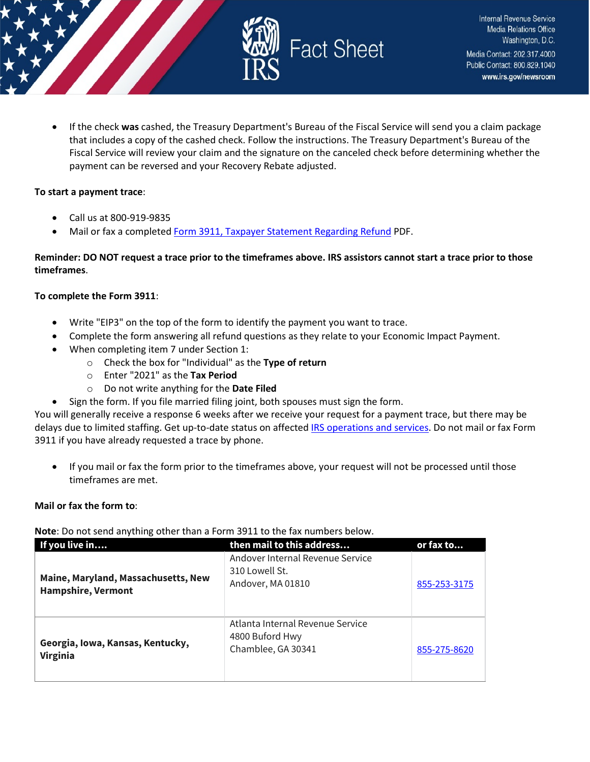- If the check **was** cashed, the Treasury Department's Bureau of the Fiscal Service will send you a claim package that includes a copy of the cashed check. Follow the instructions. The Treasury Department's Bureau of the Fiscal Service will review your claim and the signature on the canceled check before determining whether the payment can be reversed and your Recovery Rebate adjusted.

**To start a payment trace**:

- Call us at 800-919-9835
- Mail or fax a completed [Form 3911, Taxpayer Statement Regarding Refund] PDF.

**Reminder: DO NOT request a trace prior to the timeframes above. IRS assistors cannot start a trace prior to those timeframes**.

**To complete the Form 3911**:

- Write "EIP3" on the top of the form to identify the payment you want to trace.
- Complete the form answering all refund questions as they relate to your Economic Impact Payment.
- When completing item 7 under Section 1:
  - Check the box for "Individual" as the **Type of return**
  - Enter "2021" as the **Tax Period**
  - Do not write anything for the **Date Filed**
- Sign the form. If you file married filing joint, both spouses must sign the form.

You will generally receive a response 6 weeks after we receive your request for a payment trace, but there may be delays due to limited staffing. Get up-to-date status on affected [IRS operations and services]. Do not mail or fax Form 3911 if you have already requested a trace by phone.

- If you mail or fax the form prior to the timeframes above, your request will not be processed until those timeframes are met.

**Mail or fax the form to**:

**Note**: Do not send anything other than a Form 3911 to the fax numbers below.

| If you live in…. | then mail to this address… | or fax to… |
|---|---|---|
| **Maine, Maryland, Massachusetts, New Hampshire, Vermont** | Andover Internal Revenue Service<br>310 Lowell St.<br>Andover, MA 01810 | 855-253-3175 |
| **Georgia, Iowa, Kansas, Kentucky, Virginia** | Atlanta Internal Revenue Service<br>4800 Buford Hwy<br>Chamblee, GA 30341 | 855-275-8620 |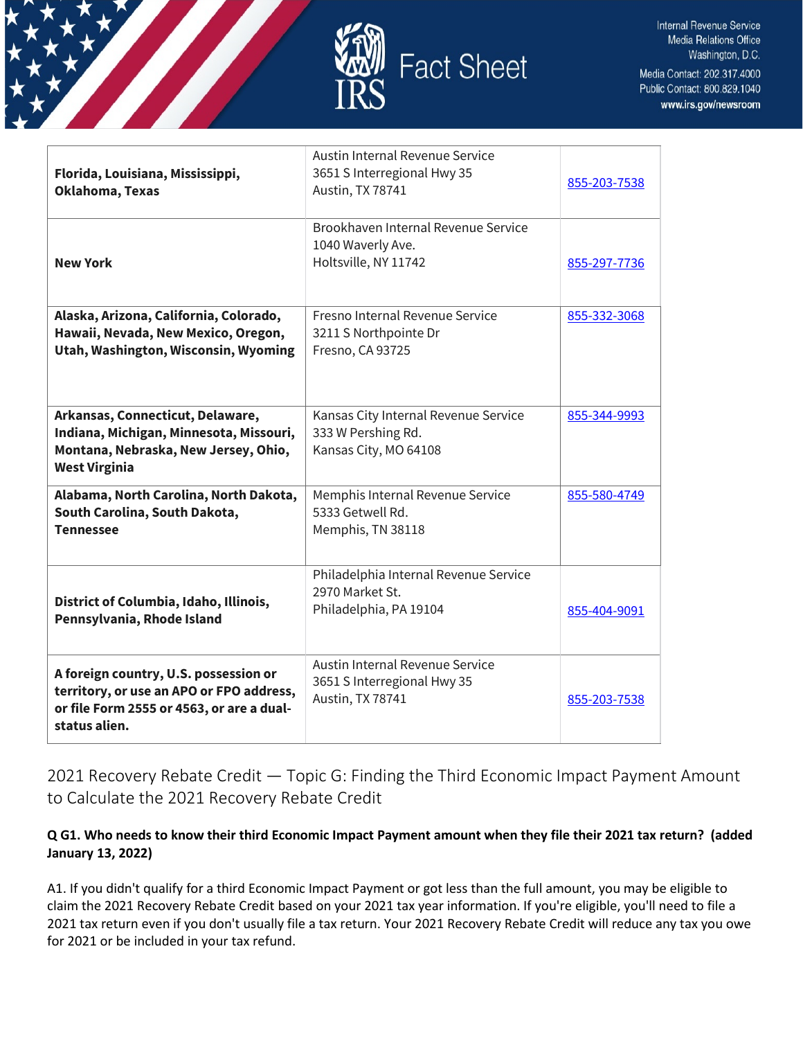| **Florida, Louisiana, Mississippi, Oklahoma, Texas** | Austin Internal Revenue Service<br>3651 S Interregional Hwy 35<br>Austin, TX 78741 | 855-203-7538 |
|---|---|---|
| **New York** | Brookhaven Internal Revenue Service<br>1040 Waverly Ave.<br>Holtsville, NY 11742 | 855-297-7736 |
| **Alaska, Arizona, California, Colorado, Hawaii, Nevada, New Mexico, Oregon, Utah, Washington, Wisconsin, Wyoming** | Fresno Internal Revenue Service<br>3211 S Northpointe Dr<br>Fresno, CA 93725 | 855-332-3068 |
| **Arkansas, Connecticut, Delaware, Indiana, Michigan, Minnesota, Missouri, Montana, Nebraska, New Jersey, Ohio, West Virginia** | Kansas City Internal Revenue Service<br>333 W Pershing Rd.<br>Kansas City, MO 64108 | 855-344-9993 |
| **Alabama, North Carolina, North Dakota, South Carolina, South Dakota, Tennessee** | Memphis Internal Revenue Service<br>5333 Getwell Rd.<br>Memphis, TN 38118 | 855-580-4749 |
| **District of Columbia, Idaho, Illinois, Pennsylvania, Rhode Island** | Philadelphia Internal Revenue Service<br>2970 Market St.<br>Philadelphia, PA 19104 | 855-404-9091 |
| **A foreign country, U.S. possession or territory, or use an APO or FPO address, or file Form 2555 or 4563, or are a dual-status alien.** | Austin Internal Revenue Service<br>3651 S Interregional Hwy 35<br>Austin, TX 78741 | 855-203-7538 |

## 2021 Recovery Rebate Credit — Topic G: Finding the Third Economic Impact Payment Amount to Calculate the 2021 Recovery Rebate Credit

**Q G1. Who needs to know their third Economic Impact Payment amount when they file their 2021 tax return? (added January 13, 2022)**

A1. If you didn't qualify for a third Economic Impact Payment or got less than the full amount, you may be eligible to claim the 2021 Recovery Rebate Credit based on your 2021 tax year information. If you're eligible, you'll need to file a 2021 tax return even if you don't usually file a tax return. Your 2021 Recovery Rebate Credit will reduce any tax you owe for 2021 or be included in your tax refund.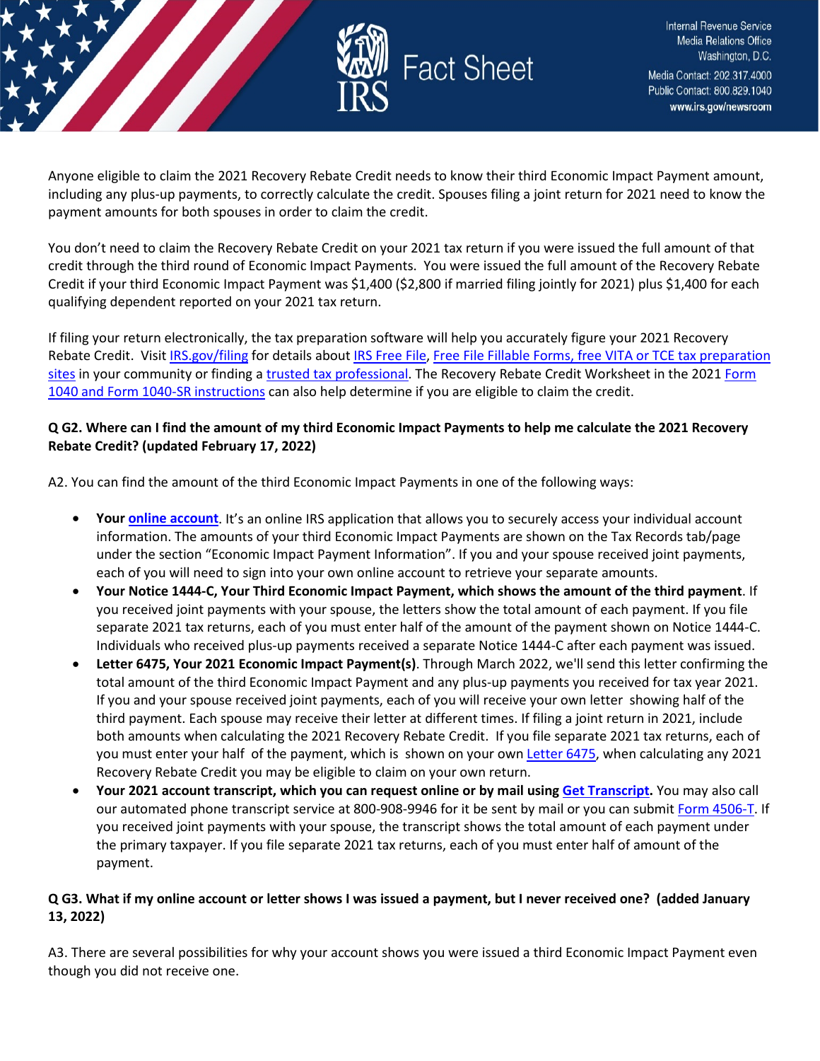Anyone eligible to claim the 2021 Recovery Rebate Credit needs to know their third Economic Impact Payment amount, including any plus-up payments, to correctly calculate the credit. Spouses filing a joint return for 2021 need to know the payment amounts for both spouses in order to claim the credit.

You don't need to claim the Recovery Rebate Credit on your 2021 tax return if you were issued the full amount of that credit through the third round of Economic Impact Payments. You were issued the full amount of the Recovery Rebate Credit if your third Economic Impact Payment was $1,400 ($2,800 if married filing jointly for 2021) plus $1,400 for each qualifying dependent reported on your 2021 tax return.

If filing your return electronically, the tax preparation software will help you accurately figure your 2021 Recovery Rebate Credit. Visit IRS.gov/filing for details about IRS Free File, Free File Fillable Forms, free VITA or TCE tax preparation sites in your community or finding a trusted tax professional. The Recovery Rebate Credit Worksheet in the 2021 Form 1040 and Form 1040-SR instructions can also help determine if you are eligible to claim the credit.

**Q G2. Where can I find the amount of my third Economic Impact Payments to help me calculate the 2021 Recovery Rebate Credit? (updated February 17, 2022)**

A2. You can find the amount of the third Economic Impact Payments in one of the following ways:

- **Your online account**. It's an online IRS application that allows you to securely access your individual account information. The amounts of your third Economic Impact Payments are shown on the Tax Records tab/page under the section "Economic Impact Payment Information". If you and your spouse received joint payments, each of you will need to sign into your own online account to retrieve your separate amounts.
- **Your Notice 1444-C, Your Third Economic Impact Payment, which shows the amount of the third payment**. If you received joint payments with your spouse, the letters show the total amount of each payment. If you file separate 2021 tax returns, each of you must enter half of the amount of the payment shown on Notice 1444-C. Individuals who received plus-up payments received a separate Notice 1444-C after each payment was issued.
- **Letter 6475, Your 2021 Economic Impact Payment(s)**. Through March 2022, we'll send this letter confirming the total amount of the third Economic Impact Payment and any plus-up payments you received for tax year 2021. If you and your spouse received joint payments, each of you will receive your own letter showing half of the third payment. Each spouse may receive their letter at different times. If filing a joint return in 2021, include both amounts when calculating the 2021 Recovery Rebate Credit. If you file separate 2021 tax returns, each of you must enter your half of the payment, which is shown on your own Letter 6475, when calculating any 2021 Recovery Rebate Credit you may be eligible to claim on your own return.
- **Your 2021 account transcript, which you can request online or by mail using Get Transcript.** You may also call our automated phone transcript service at 800-908-9946 for it be sent by mail or you can submit Form 4506-T. If you received joint payments with your spouse, the transcript shows the total amount of each payment under the primary taxpayer. If you file separate 2021 tax returns, each of you must enter half of amount of the payment.

**Q G3. What if my online account or letter shows I was issued a payment, but I never received one? (added January 13, 2022)**

A3. There are several possibilities for why your account shows you were issued a third Economic Impact Payment even though you did not receive one.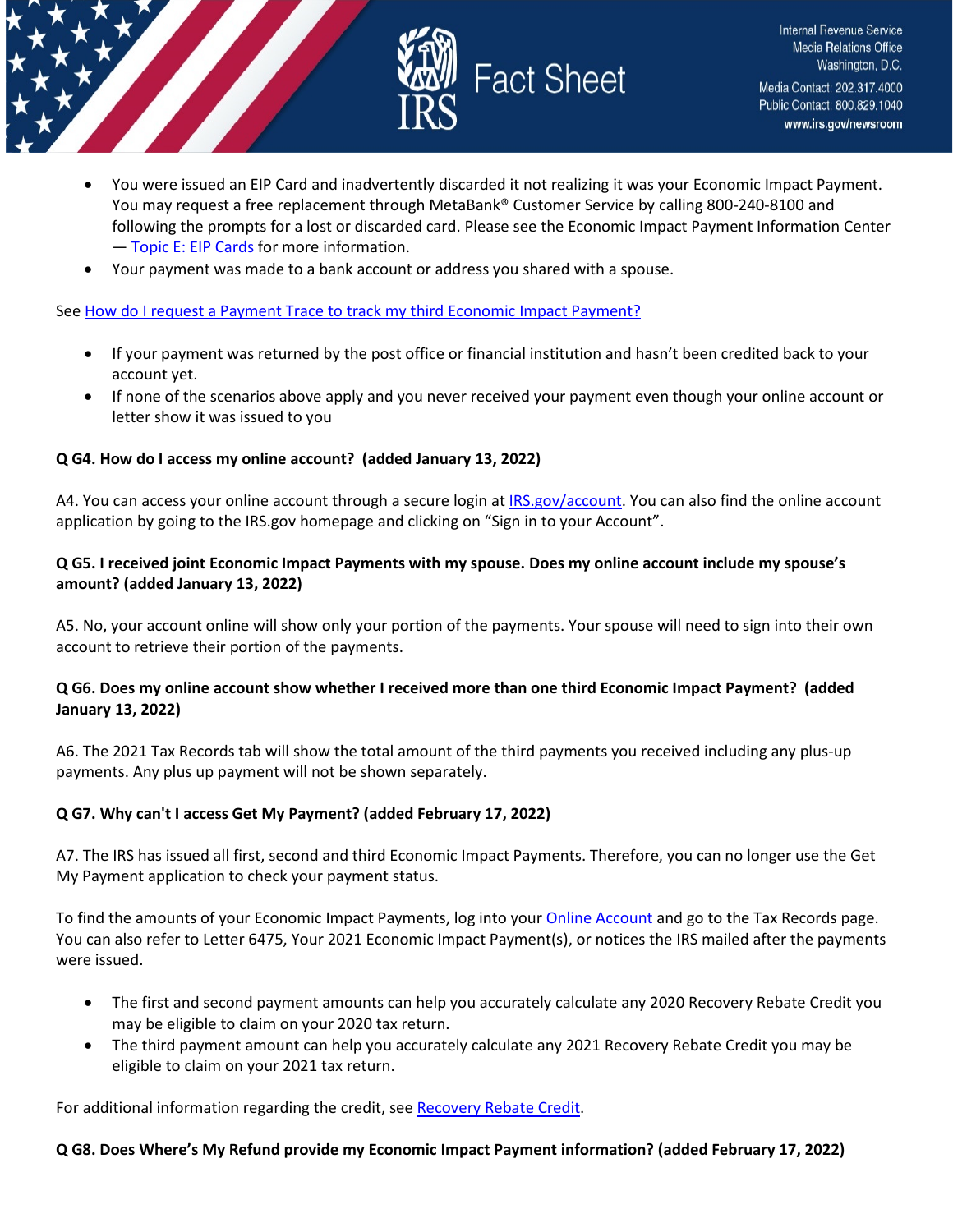- You were issued an EIP Card and inadvertently discarded it not realizing it was your Economic Impact Payment. You may request a free replacement through MetaBank® Customer Service by calling 800-240-8100 and following the prompts for a lost or discarded card. Please see the Economic Impact Payment Information Center — Topic E: EIP Cards for more information.
- Your payment was made to a bank account or address you shared with a spouse.

See How do I request a Payment Trace to track my third Economic Impact Payment?

- If your payment was returned by the post office or financial institution and hasn't been credited back to your account yet.
- If none of the scenarios above apply and you never received your payment even though your online account or letter show it was issued to you

**Q G4. How do I access my online account? (added January 13, 2022)**

A4. You can access your online account through a secure login at IRS.gov/account. You can also find the online account application by going to the IRS.gov homepage and clicking on "Sign in to your Account".

**Q G5. I received joint Economic Impact Payments with my spouse. Does my online account include my spouse's amount? (added January 13, 2022)**

A5. No, your account online will show only your portion of the payments. Your spouse will need to sign into their own account to retrieve their portion of the payments.

**Q G6. Does my online account show whether I received more than one third Economic Impact Payment? (added January 13, 2022)**

A6. The 2021 Tax Records tab will show the total amount of the third payments you received including any plus-up payments. Any plus up payment will not be shown separately.

**Q G7. Why can't I access Get My Payment? (added February 17, 2022)**

A7. The IRS has issued all first, second and third Economic Impact Payments. Therefore, you can no longer use the Get My Payment application to check your payment status.

To find the amounts of your Economic Impact Payments, log into your Online Account and go to the Tax Records page. You can also refer to Letter 6475, Your 2021 Economic Impact Payment(s), or notices the IRS mailed after the payments were issued.

- The first and second payment amounts can help you accurately calculate any 2020 Recovery Rebate Credit you may be eligible to claim on your 2020 tax return.
- The third payment amount can help you accurately calculate any 2021 Recovery Rebate Credit you may be eligible to claim on your 2021 tax return.

For additional information regarding the credit, see Recovery Rebate Credit.

**Q G8. Does Where's My Refund provide my Economic Impact Payment information? (added February 17, 2022)**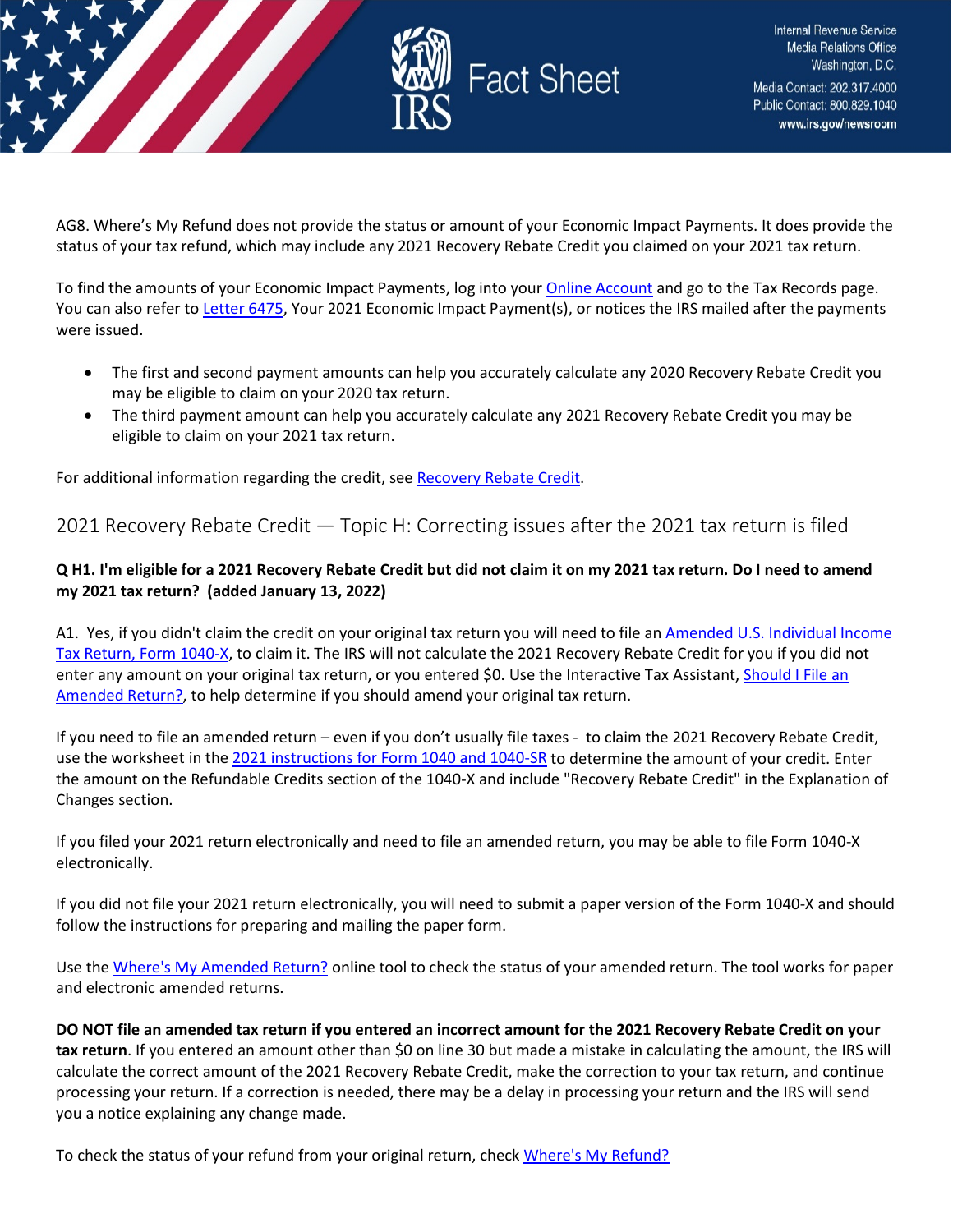AG8. Where's My Refund does not provide the status or amount of your Economic Impact Payments. It does provide the status of your tax refund, which may include any 2021 Recovery Rebate Credit you claimed on your 2021 tax return.

To find the amounts of your Economic Impact Payments, log into your Online Account and go to the Tax Records page. You can also refer to Letter 6475, Your 2021 Economic Impact Payment(s), or notices the IRS mailed after the payments were issued.

- The first and second payment amounts can help you accurately calculate any 2020 Recovery Rebate Credit you may be eligible to claim on your 2020 tax return.
- The third payment amount can help you accurately calculate any 2021 Recovery Rebate Credit you may be eligible to claim on your 2021 tax return.

For additional information regarding the credit, see Recovery Rebate Credit.

## 2021 Recovery Rebate Credit — Topic H: Correcting issues after the 2021 tax return is filed

**Q H1. I'm eligible for a 2021 Recovery Rebate Credit but did not claim it on my 2021 tax return. Do I need to amend my 2021 tax return? (added January 13, 2022)**

A1. Yes, if you didn't claim the credit on your original tax return you will need to file an Amended U.S. Individual Income Tax Return, Form 1040-X, to claim it. The IRS will not calculate the 2021 Recovery Rebate Credit for you if you did not enter any amount on your original tax return, or you entered $0. Use the Interactive Tax Assistant, Should I File an Amended Return?, to help determine if you should amend your original tax return.

If you need to file an amended return – even if you don't usually file taxes - to claim the 2021 Recovery Rebate Credit, use the worksheet in the 2021 instructions for Form 1040 and 1040-SR to determine the amount of your credit. Enter the amount on the Refundable Credits section of the 1040-X and include "Recovery Rebate Credit" in the Explanation of Changes section.

If you filed your 2021 return electronically and need to file an amended return, you may be able to file Form 1040-X electronically.

If you did not file your 2021 return electronically, you will need to submit a paper version of the Form 1040-X and should follow the instructions for preparing and mailing the paper form.

Use the Where's My Amended Return? online tool to check the status of your amended return. The tool works for paper and electronic amended returns.

**DO NOT file an amended tax return if you entered an incorrect amount for the 2021 Recovery Rebate Credit on your tax return**. If you entered an amount other than $0 on line 30 but made a mistake in calculating the amount, the IRS will calculate the correct amount of the 2021 Recovery Rebate Credit, make the correction to your tax return, and continue processing your return. If a correction is needed, there may be a delay in processing your return and the IRS will send you a notice explaining any change made.

To check the status of your refund from your original return, check Where's My Refund?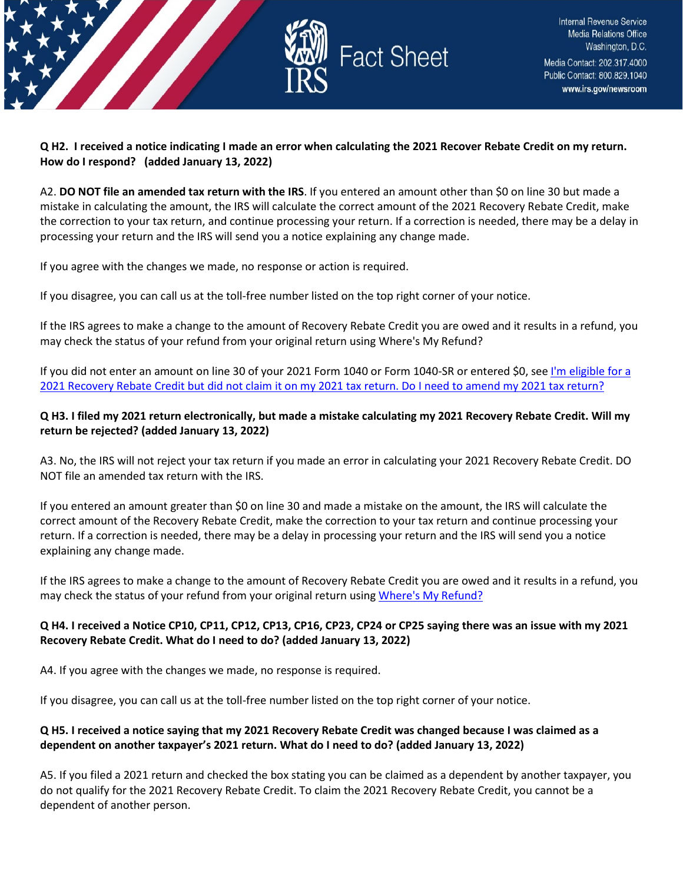**Q H2. I received a notice indicating I made an error when calculating the 2021 Recover Rebate Credit on my return. How do I respond? (added January 13, 2022)**

A2. **DO NOT file an amended tax return with the IRS**. If you entered an amount other than $0 on line 30 but made a mistake in calculating the amount, the IRS will calculate the correct amount of the 2021 Recovery Rebate Credit, make the correction to your tax return, and continue processing your return. If a correction is needed, there may be a delay in processing your return and the IRS will send you a notice explaining any change made.

If you agree with the changes we made, no response or action is required.

If you disagree, you can call us at the toll-free number listed on the top right corner of your notice.

If the IRS agrees to make a change to the amount of Recovery Rebate Credit you are owed and it results in a refund, you may check the status of your refund from your original return using Where's My Refund?

If you did not enter an amount on line 30 of your 2021 Form 1040 or Form 1040-SR or entered $0, see I'm eligible for a 2021 Recovery Rebate Credit but did not claim it on my 2021 tax return. Do I need to amend my 2021 tax return?

**Q H3. I filed my 2021 return electronically, but made a mistake calculating my 2021 Recovery Rebate Credit. Will my return be rejected? (added January 13, 2022)**

A3. No, the IRS will not reject your tax return if you made an error in calculating your 2021 Recovery Rebate Credit. DO NOT file an amended tax return with the IRS.

If you entered an amount greater than $0 on line 30 and made a mistake on the amount, the IRS will calculate the correct amount of the Recovery Rebate Credit, make the correction to your tax return and continue processing your return. If a correction is needed, there may be a delay in processing your return and the IRS will send you a notice explaining any change made.

If the IRS agrees to make a change to the amount of Recovery Rebate Credit you are owed and it results in a refund, you may check the status of your refund from your original return using Where's My Refund?

**Q H4. I received a Notice CP10, CP11, CP12, CP13, CP16, CP23, CP24 or CP25 saying there was an issue with my 2021 Recovery Rebate Credit. What do I need to do? (added January 13, 2022)**

A4. If you agree with the changes we made, no response is required.

If you disagree, you can call us at the toll-free number listed on the top right corner of your notice.

**Q H5. I received a notice saying that my 2021 Recovery Rebate Credit was changed because I was claimed as a dependent on another taxpayer's 2021 return. What do I need to do? (added January 13, 2022)**

A5. If you filed a 2021 return and checked the box stating you can be claimed as a dependent by another taxpayer, you do not qualify for the 2021 Recovery Rebate Credit. To claim the 2021 Recovery Rebate Credit, you cannot be a dependent of another person.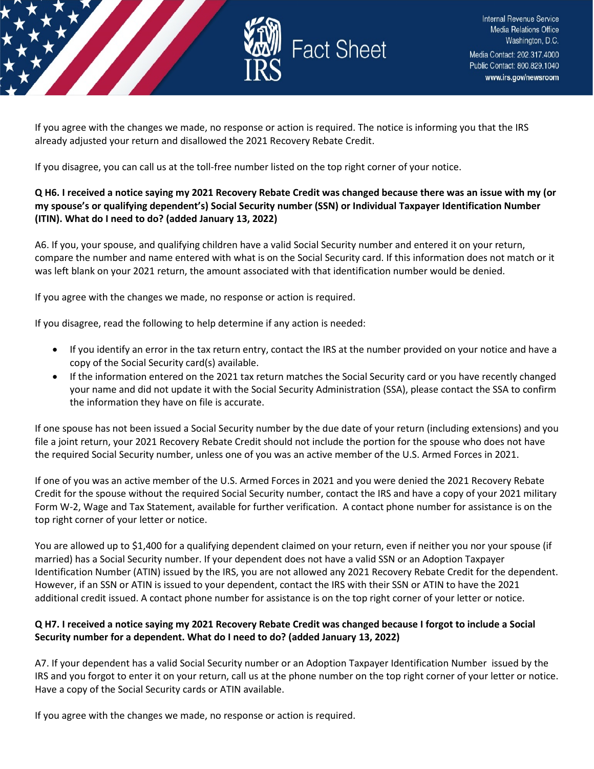If you agree with the changes we made, no response or action is required. The notice is informing you that the IRS already adjusted your return and disallowed the 2021 Recovery Rebate Credit.

If you disagree, you can call us at the toll-free number listed on the top right corner of your notice.

**Q H6. I received a notice saying my 2021 Recovery Rebate Credit was changed because there was an issue with my (or my spouse's or qualifying dependent's) Social Security number (SSN) or Individual Taxpayer Identification Number (ITIN). What do I need to do? (added January 13, 2022)**

A6. If you, your spouse, and qualifying children have a valid Social Security number and entered it on your return, compare the number and name entered with what is on the Social Security card. If this information does not match or it was left blank on your 2021 return, the amount associated with that identification number would be denied.

If you agree with the changes we made, no response or action is required.

If you disagree, read the following to help determine if any action is needed:

- If you identify an error in the tax return entry, contact the IRS at the number provided on your notice and have a copy of the Social Security card(s) available.
- If the information entered on the 2021 tax return matches the Social Security card or you have recently changed your name and did not update it with the Social Security Administration (SSA), please contact the SSA to confirm the information they have on file is accurate.

If one spouse has not been issued a Social Security number by the due date of your return (including extensions) and you file a joint return, your 2021 Recovery Rebate Credit should not include the portion for the spouse who does not have the required Social Security number, unless one of you was an active member of the U.S. Armed Forces in 2021.

If one of you was an active member of the U.S. Armed Forces in 2021 and you were denied the 2021 Recovery Rebate Credit for the spouse without the required Social Security number, contact the IRS and have a copy of your 2021 military Form W-2, Wage and Tax Statement, available for further verification. A contact phone number for assistance is on the top right corner of your letter or notice.

You are allowed up to $1,400 for a qualifying dependent claimed on your return, even if neither you nor your spouse (if married) has a Social Security number. If your dependent does not have a valid SSN or an Adoption Taxpayer Identification Number (ATIN) issued by the IRS, you are not allowed any 2021 Recovery Rebate Credit for the dependent. However, if an SSN or ATIN is issued to your dependent, contact the IRS with their SSN or ATIN to have the 2021 additional credit issued. A contact phone number for assistance is on the top right corner of your letter or notice.

**Q H7. I received a notice saying my 2021 Recovery Rebate Credit was changed because I forgot to include a Social Security number for a dependent. What do I need to do? (added January 13, 2022)**

A7. If your dependent has a valid Social Security number or an Adoption Taxpayer Identification Number issued by the IRS and you forgot to enter it on your return, call us at the phone number on the top right corner of your letter or notice. Have a copy of the Social Security cards or ATIN available.

If you agree with the changes we made, no response or action is required.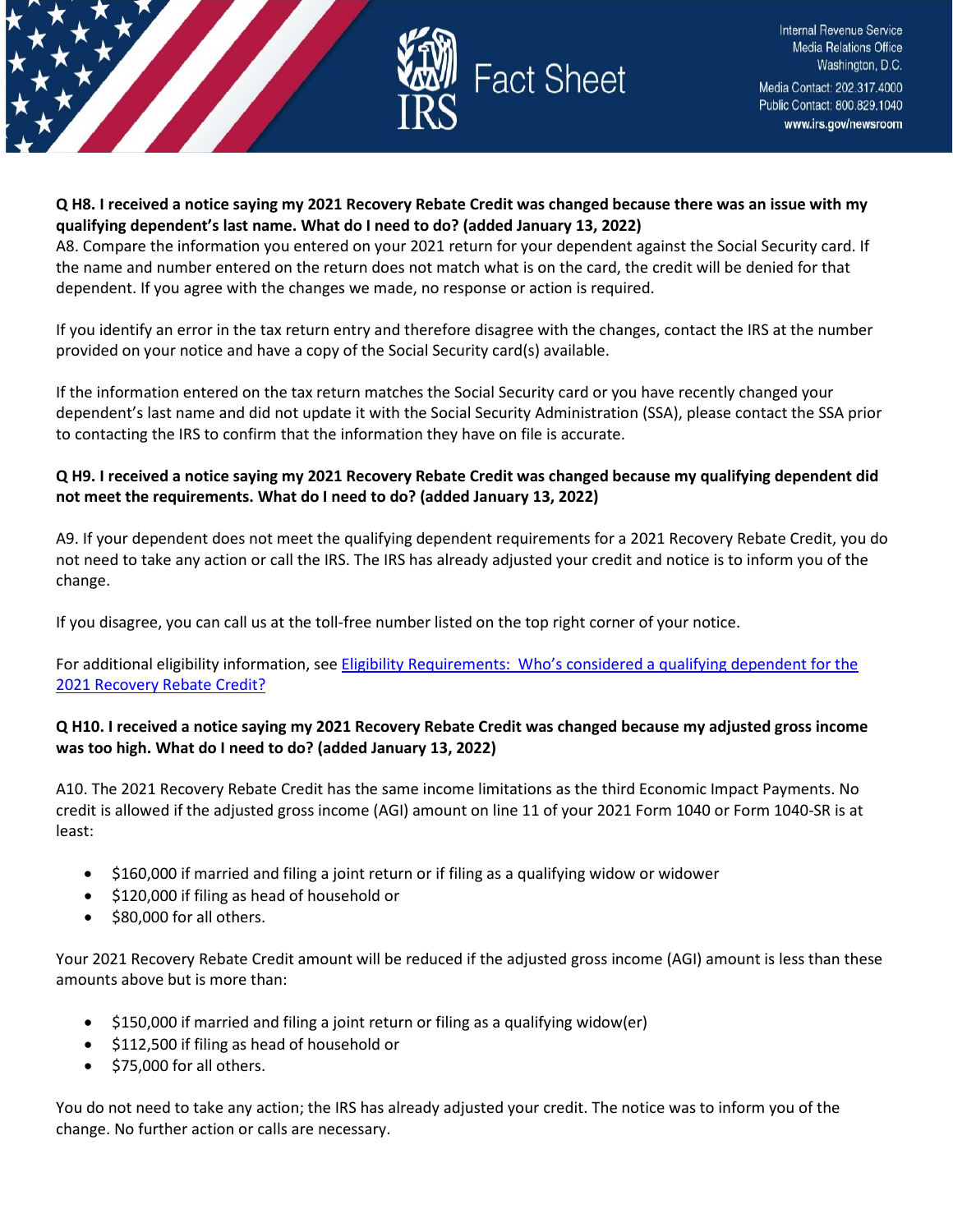**Q H8. I received a notice saying my 2021 Recovery Rebate Credit was changed because there was an issue with my qualifying dependent's last name. What do I need to do? (added January 13, 2022)**

A8. Compare the information you entered on your 2021 return for your dependent against the Social Security card. If the name and number entered on the return does not match what is on the card, the credit will be denied for that dependent. If you agree with the changes we made, no response or action is required.

If you identify an error in the tax return entry and therefore disagree with the changes, contact the IRS at the number provided on your notice and have a copy of the Social Security card(s) available.

If the information entered on the tax return matches the Social Security card or you have recently changed your dependent's last name and did not update it with the Social Security Administration (SSA), please contact the SSA prior to contacting the IRS to confirm that the information they have on file is accurate.

**Q H9. I received a notice saying my 2021 Recovery Rebate Credit was changed because my qualifying dependent did not meet the requirements. What do I need to do? (added January 13, 2022)**

A9. If your dependent does not meet the qualifying dependent requirements for a 2021 Recovery Rebate Credit, you do not need to take any action or call the IRS. The IRS has already adjusted your credit and notice is to inform you of the change.

If you disagree, you can call us at the toll-free number listed on the top right corner of your notice.

For additional eligibility information, see [Eligibility Requirements: Who's considered a qualifying dependent for the 2021 Recovery Rebate Credit?]

**Q H10. I received a notice saying my 2021 Recovery Rebate Credit was changed because my adjusted gross income was too high. What do I need to do? (added January 13, 2022)**

A10. The 2021 Recovery Rebate Credit has the same income limitations as the third Economic Impact Payments. No credit is allowed if the adjusted gross income (AGI) amount on line 11 of your 2021 Form 1040 or Form 1040-SR is at least:

- $160,000 if married and filing a joint return or if filing as a qualifying widow or widower
- $120,000 if filing as head of household or
- $80,000 for all others.

Your 2021 Recovery Rebate Credit amount will be reduced if the adjusted gross income (AGI) amount is less than these amounts above but is more than:

- $150,000 if married and filing a joint return or filing as a qualifying widow(er)
- $112,500 if filing as head of household or
- $75,000 for all others.

You do not need to take any action; the IRS has already adjusted your credit. The notice was to inform you of the change. No further action or calls are necessary.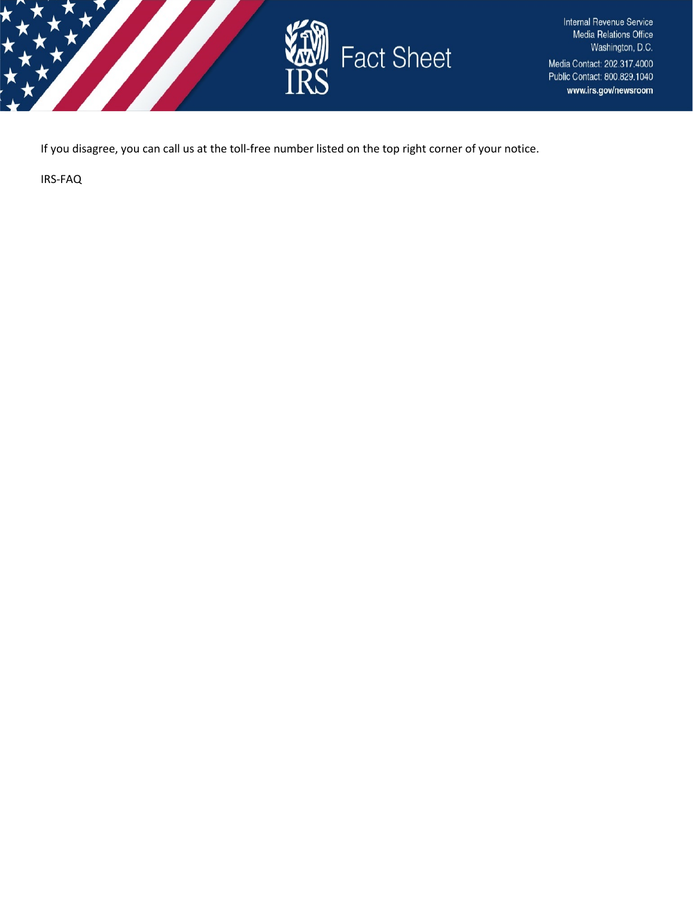If you disagree, you can call us at the toll-free number listed on the top right corner of your notice.

IRS-FAQ